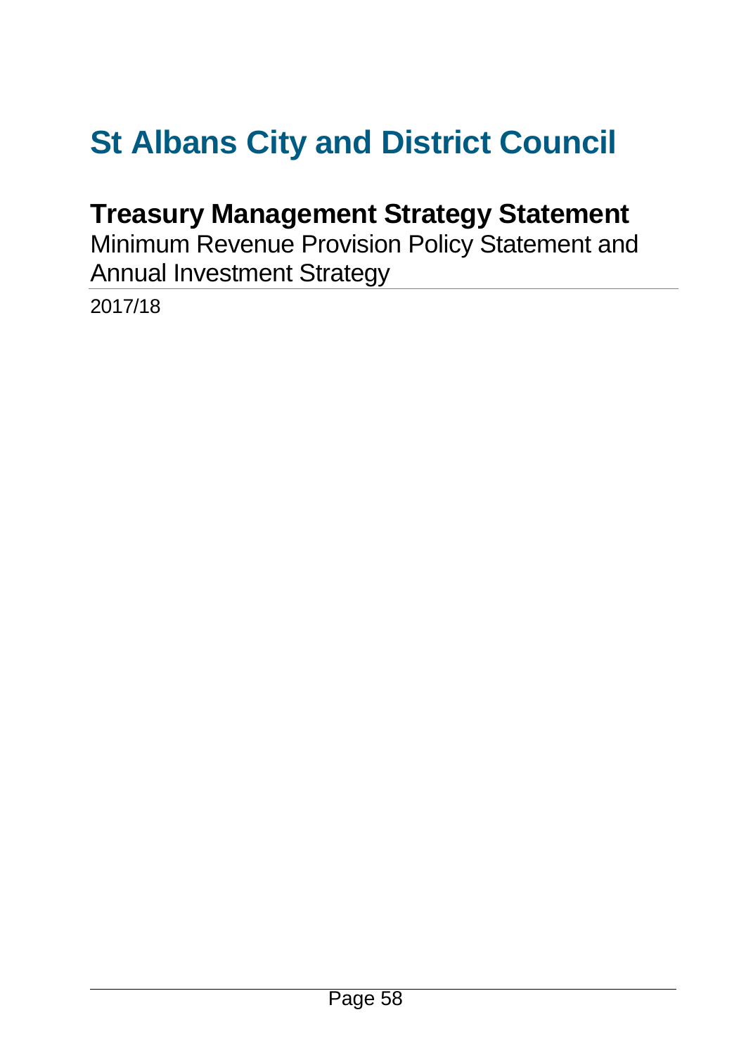# St Albans City and District Council

## Treasury Management Strategy Statement

Minimum Revenue Provision Policy Statement and Annual Investment Strategy

2017/18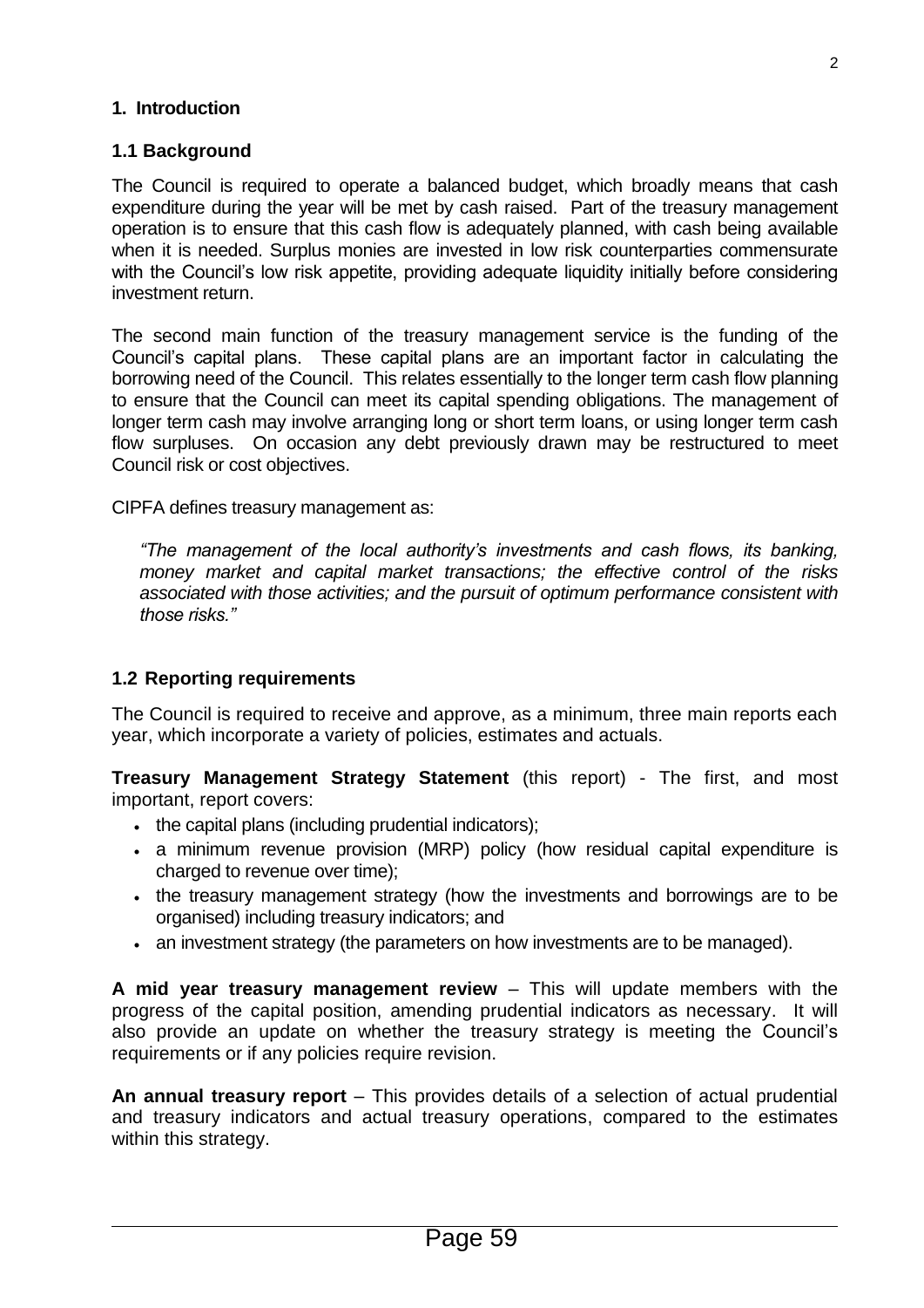## 1. Introduction

### 1.1 Background

The Council is required to operate a balanced budget, which broadly means that cash expenditure during the year will be met by cash raised. Part of the treasury management operation is to ensure that this cash flow is adequately planned, with cash being available when it is needed. Surplus monies are invested in low risk counterparties commensurate with the Council's low risk appetite, providing adequate liquidity initially before considering investment return.

The second main function of the treasury management service is the funding of the Council's capital plans. These capital plans are an important factor in calculating the borrowing need of the Council. This relates essentially to the longer term cash flow planning to ensure that the Council can meet its capital spending obligations. The management of longer term cash may involve arranging long or short term loans, or using longer term cash flow surpluses. On occasion any debt previously drawn may be restructured to meet Council risk or cost objectives.

CIPFA defines treasury management as:

> *"The management of the local authority's investments and cash flows, its banking, money market and capital market transactions; the effective control of the risks associated with those activities; and the pursuit of optimum performance consistent with those risks."*

### 1.2 Reporting requirements

The Council is required to receive and approve, as a minimum, three main reports each year, which incorporate a variety of policies, estimates and actuals.

**Treasury Management Strategy Statement** (this report) - The first, and most important, report covers:

- the capital plans (including prudential indicators);
- a minimum revenue provision (MRP) policy (how residual capital expenditure is charged to revenue over time);
- the treasury management strategy (how the investments and borrowings are to be organised) including treasury indicators; and
- an investment strategy (the parameters on how investments are to be managed).

**A mid year treasury management review** – This will update members with the progress of the capital position, amending prudential indicators as necessary. It will also provide an update on whether the treasury strategy is meeting the Council's requirements or if any policies require revision.

**An annual treasury report** – This provides details of a selection of actual prudential and treasury indicators and actual treasury operations, compared to the estimates within this strategy.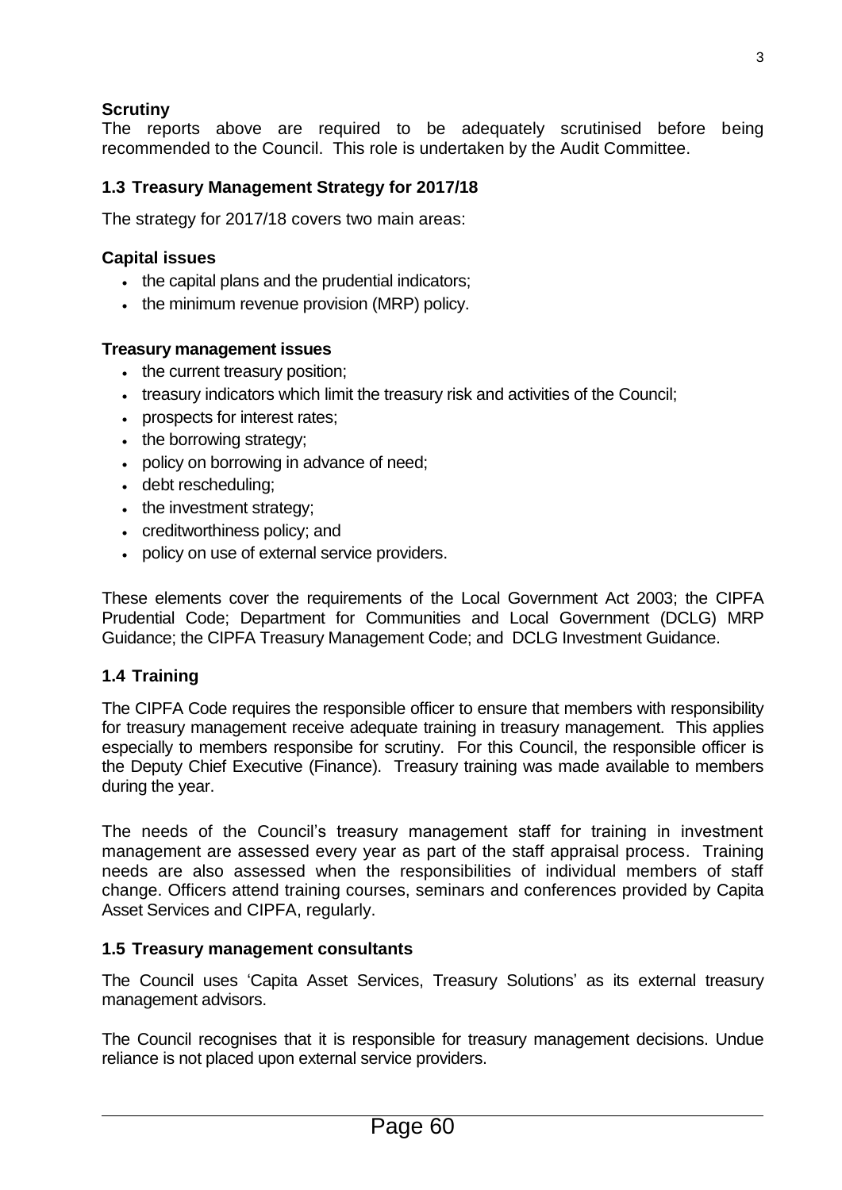**Scrutiny**

The reports above are required to be adequately scrutinised before being recommended to the Council. This role is undertaken by the Audit Committee.

### 1.3 Treasury Management Strategy for 2017/18

The strategy for 2017/18 covers two main areas:

**Capital issues**

- the capital plans and the prudential indicators;
- the minimum revenue provision (MRP) policy.

**Treasury management issues**

- the current treasury position;
- treasury indicators which limit the treasury risk and activities of the Council;
- prospects for interest rates;
- the borrowing strategy;
- policy on borrowing in advance of need;
- debt rescheduling;
- the investment strategy;
- creditworthiness policy; and
- policy on use of external service providers.

These elements cover the requirements of the Local Government Act 2003; the CIPFA Prudential Code; Department for Communities and Local Government (DCLG) MRP Guidance; the CIPFA Treasury Management Code; and DCLG Investment Guidance.

### 1.4 Training

The CIPFA Code requires the responsible officer to ensure that members with responsibility for treasury management receive adequate training in treasury management. This applies especially to members responsibe for scrutiny. For this Council, the responsible officer is the Deputy Chief Executive (Finance). Treasury training was made available to members during the year.

The needs of the Council's treasury management staff for training in investment management are assessed every year as part of the staff appraisal process. Training needs are also assessed when the responsibilities of individual members of staff change. Officers attend training courses, seminars and conferences provided by Capita Asset Services and CIPFA, regularly.

### 1.5 Treasury management consultants

The Council uses 'Capita Asset Services, Treasury Solutions' as its external treasury management advisors.

The Council recognises that it is responsible for treasury management decisions. Undue reliance is not placed upon external service providers.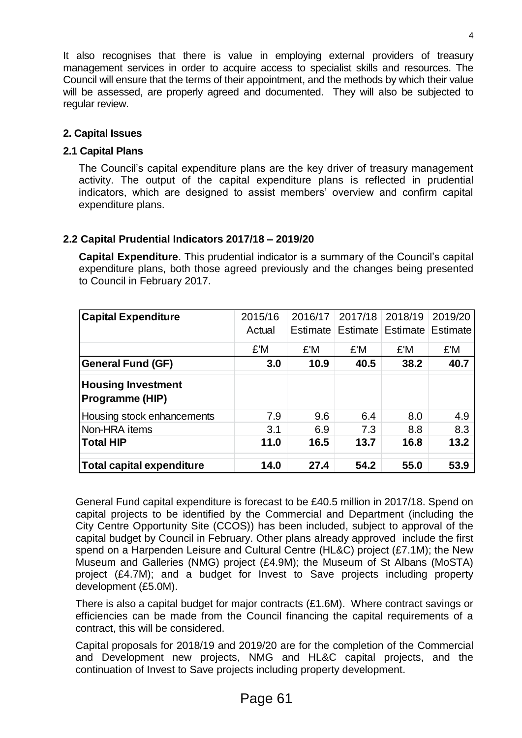It also recognises that there is value in employing external providers of treasury management services in order to acquire access to specialist skills and resources. The Council will ensure that the terms of their appointment, and the methods by which their value will be assessed, are properly agreed and documented. They will also be subjected to regular review.

## 2. Capital Issues

### 2.1 Capital Plans

The Council's capital expenditure plans are the key driver of treasury management activity. The output of the capital expenditure plans is reflected in prudential indicators, which are designed to assist members' overview and confirm capital expenditure plans.

### 2.2 Capital Prudential Indicators 2017/18 – 2019/20

**Capital Expenditure**. This prudential indicator is a summary of the Council's capital expenditure plans, both those agreed previously and the changes being presented to Council in February 2017.

| Capital Expenditure | 2015/16 Actual | 2016/17 Estimate | 2017/18 Estimate | 2018/19 Estimate | 2019/20 Estimate |
|---|---|---|---|---|---|
| | £'M | £'M | £'M | £'M | £'M |
| **General Fund (GF)** | **3.0** | **10.9** | **40.5** | **38.2** | **40.7** |
| **Housing Investment Programme (HIP)** | | | | | |
| Housing stock enhancements | 7.9 | 9.6 | 6.4 | 8.0 | 4.9 |
| Non-HRA items | 3.1 | 6.9 | 7.3 | 8.8 | 8.3 |
| **Total HIP** | **11.0** | **16.5** | **13.7** | **16.8** | **13.2** |
| **Total capital expenditure** | **14.0** | **27.4** | **54.2** | **55.0** | **53.9** |

General Fund capital expenditure is forecast to be £40.5 million in 2017/18. Spend on capital projects to be identified by the Commercial and Department (including the City Centre Opportunity Site (CCOS)) has been included, subject to approval of the capital budget by Council in February. Other plans already approved include the first spend on a Harpenden Leisure and Cultural Centre (HL&C) project (£7.1M); the New Museum and Galleries (NMG) project (£4.9M); the Museum of St Albans (MoSTA) project (£4.7M); and a budget for Invest to Save projects including property development (£5.0M).

There is also a capital budget for major contracts (£1.6M). Where contract savings or efficiencies can be made from the Council financing the capital requirements of a contract, this will be considered.

Capital proposals for 2018/19 and 2019/20 are for the completion of the Commercial and Development new projects, NMG and HL&C capital projects, and the continuation of Invest to Save projects including property development.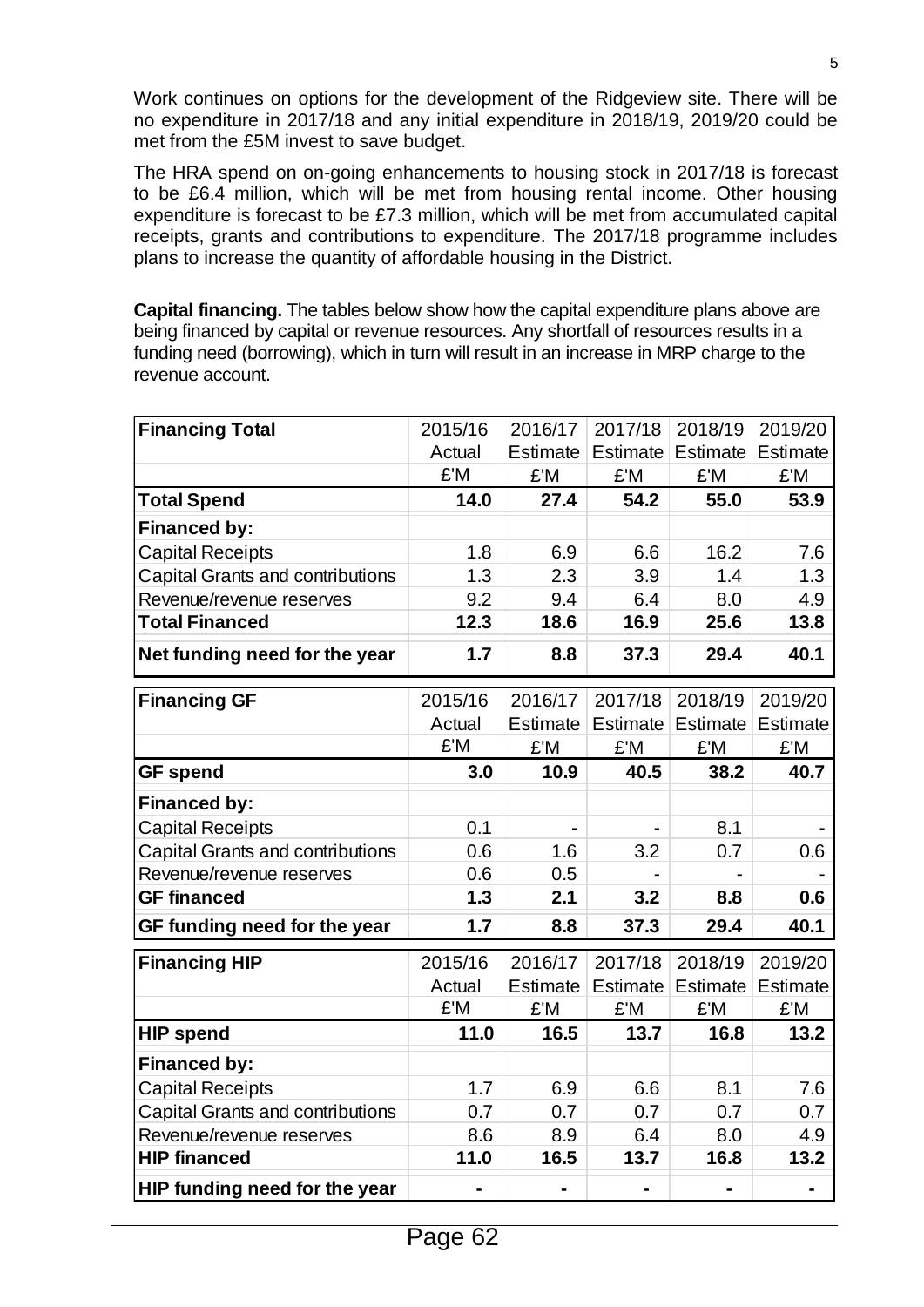Work continues on options for the development of the Ridgeview site. There will be no expenditure in 2017/18 and any initial expenditure in 2018/19, 2019/20 could be met from the £5M invest to save budget.

The HRA spend on on-going enhancements to housing stock in 2017/18 is forecast to be £6.4 million, which will be met from housing rental income. Other housing expenditure is forecast to be £7.3 million, which will be met from accumulated capital receipts, grants and contributions to expenditure. The 2017/18 programme includes plans to increase the quantity of affordable housing in the District.

**Capital financing.** The tables below show how the capital expenditure plans above are being financed by capital or revenue resources. Any shortfall of resources results in a funding need (borrowing), which in turn will result in an increase in MRP charge to the revenue account.

| **Financing Total** | 2015/16 Actual | 2016/17 Estimate | 2017/18 Estimate | 2018/19 Estimate | 2019/20 Estimate |
|---|---|---|---|---|---|
| | £'M | £'M | £'M | £'M | £'M |
| **Total Spend** | **14.0** | **27.4** | **54.2** | **55.0** | **53.9** |
| **Financed by:** | | | | | |
| Capital Receipts | 1.8 | 6.9 | 6.6 | 16.2 | 7.6 |
| Capital Grants and contributions | 1.3 | 2.3 | 3.9 | 1.4 | 1.3 |
| Revenue/revenue reserves | 9.2 | 9.4 | 6.4 | 8.0 | 4.9 |
| **Total Financed** | **12.3** | **18.6** | **16.9** | **25.6** | **13.8** |
| **Net funding need for the year** | **1.7** | **8.8** | **37.3** | **29.4** | **40.1** |

| **Financing GF** | 2015/16 Actual | 2016/17 Estimate | 2017/18 Estimate | 2018/19 Estimate | 2019/20 Estimate |
|---|---|---|---|---|---|
| | £'M | £'M | £'M | £'M | £'M |
| **GF spend** | **3.0** | **10.9** | **40.5** | **38.2** | **40.7** |
| **Financed by:** | | | | | |
| Capital Receipts | 0.1 | - | - | 8.1 | - |
| Capital Grants and contributions | 0.6 | 1.6 | 3.2 | 0.7 | 0.6 |
| Revenue/revenue reserves | 0.6 | 0.5 | - | - | - |
| **GF financed** | **1.3** | **2.1** | **3.2** | **8.8** | **0.6** |
| **GF funding need for the year** | **1.7** | **8.8** | **37.3** | **29.4** | **40.1** |

| **Financing HIP** | 2015/16 Actual | 2016/17 Estimate | 2017/18 Estimate | 2018/19 Estimate | 2019/20 Estimate |
|---|---|---|---|---|---|
| | £'M | £'M | £'M | £'M | £'M |
| **HIP spend** | **11.0** | **16.5** | **13.7** | **16.8** | **13.2** |
| **Financed by:** | | | | | |
| Capital Receipts | 1.7 | 6.9 | 6.6 | 8.1 | 7.6 |
| Capital Grants and contributions | 0.7 | 0.7 | 0.7 | 0.7 | 0.7 |
| Revenue/revenue reserves | 8.6 | 8.9 | 6.4 | 8.0 | 4.9 |
| **HIP financed** | **11.0** | **16.5** | **13.7** | **16.8** | **13.2** |
| **HIP funding need for the year** | **-** | **-** | **-** | **-** | **-** |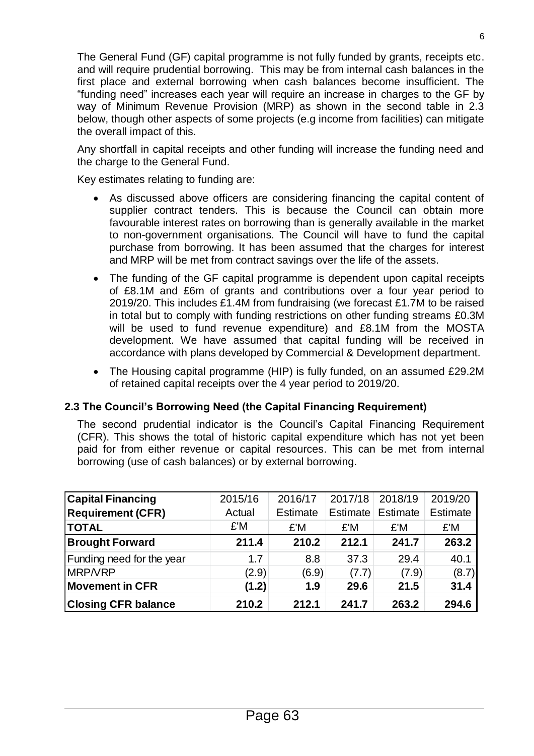The General Fund (GF) capital programme is not fully funded by grants, receipts etc. and will require prudential borrowing. This may be from internal cash balances in the first place and external borrowing when cash balances become insufficient. The "funding need" increases each year will require an increase in charges to the GF by way of Minimum Revenue Provision (MRP) as shown in the second table in 2.3 below, though other aspects of some projects (e.g income from facilities) can mitigate the overall impact of this.

Any shortfall in capital receipts and other funding will increase the funding need and the charge to the General Fund.

Key estimates relating to funding are:

- As discussed above officers are considering financing the capital content of supplier contract tenders. This is because the Council can obtain more favourable interest rates on borrowing than is generally available in the market to non-government organisations. The Council will have to fund the capital purchase from borrowing. It has been assumed that the charges for interest and MRP will be met from contract savings over the life of the assets.
- The funding of the GF capital programme is dependent upon capital receipts of £8.1M and £6m of grants and contributions over a four year period to 2019/20. This includes £1.4M from fundraising (we forecast £1.7M to be raised in total but to comply with funding restrictions on other funding streams £0.3M will be used to fund revenue expenditure) and £8.1M from the MOSTA development. We have assumed that capital funding will be received in accordance with plans developed by Commercial & Development department.
- The Housing capital programme (HIP) is fully funded, on an assumed £29.2M of retained capital receipts over the 4 year period to 2019/20.

### 2.3 The Council's Borrowing Need (the Capital Financing Requirement)

The second prudential indicator is the Council's Capital Financing Requirement (CFR). This shows the total of historic capital expenditure which has not yet been paid for from either revenue or capital resources. This can be met from internal borrowing (use of cash balances) or by external borrowing.

| **Capital Financing Requirement (CFR) TOTAL** | 2015/16 Actual £'M | 2016/17 Estimate £'M | 2017/18 Estimate £'M | 2018/19 Estimate £'M | 2019/20 Estimate £'M |
|---|---|---|---|---|---|
| **Brought Forward** | **211.4** | **210.2** | **212.1** | **241.7** | **263.2** |
| Funding need for the year | 1.7 | 8.8 | 37.3 | 29.4 | 40.1 |
| MRP/VRP | (2.9) | (6.9) | (7.7) | (7.9) | (8.7) |
| **Movement in CFR** | **(1.2)** | **1.9** | **29.6** | **21.5** | **31.4** |
| **Closing CFR balance** | **210.2** | **212.1** | **241.7** | **263.2** | **294.6** |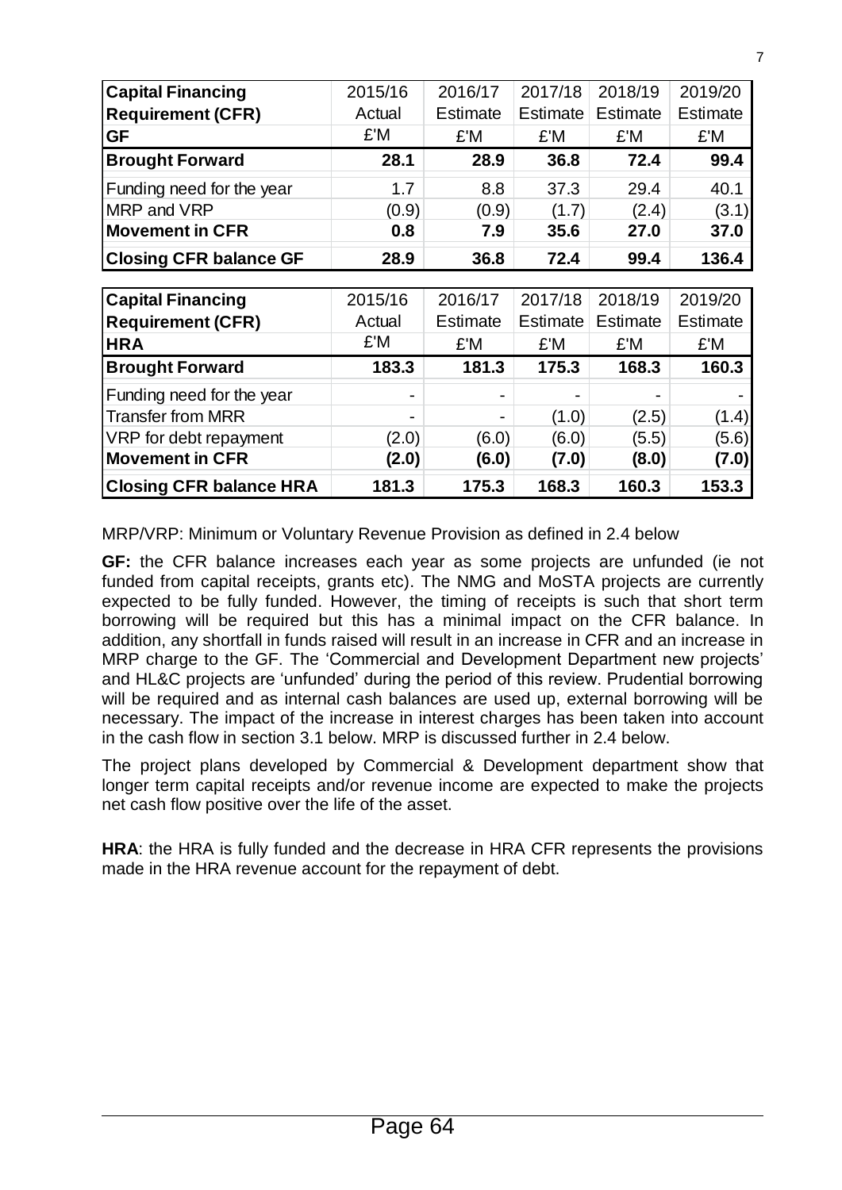| **Capital Financing Requirement (CFR) GF** | 2015/16 Actual £'M | 2016/17 Estimate £'M | 2017/18 Estimate £'M | 2018/19 Estimate £'M | 2019/20 Estimate £'M |
|---|---|---|---|---|---|
| **Brought Forward** | **28.1** | **28.9** | **36.8** | **72.4** | **99.4** |
| Funding need for the year | 1.7 | 8.8 | 37.3 | 29.4 | 40.1 |
| MRP and VRP | (0.9) | (0.9) | (1.7) | (2.4) | (3.1) |
| **Movement in CFR** | **0.8** | **7.9** | **35.6** | **27.0** | **37.0** |
| **Closing CFR balance GF** | **28.9** | **36.8** | **72.4** | **99.4** | **136.4** |

| **Capital Financing Requirement (CFR) HRA** | 2015/16 Actual £'M | 2016/17 Estimate £'M | 2017/18 Estimate £'M | 2018/19 Estimate £'M | 2019/20 Estimate £'M |
|---|---|---|---|---|---|
| **Brought Forward** | **183.3** | **181.3** | **175.3** | **168.3** | **160.3** |
| Funding need for the year | - | - | - | - | - |
| Transfer from MRR | - | - | (1.0) | (2.5) | (1.4) |
| VRP for debt repayment | (2.0) | (6.0) | (6.0) | (5.5) | (5.6) |
| **Movement in CFR** | **(2.0)** | **(6.0)** | **(7.0)** | **(8.0)** | **(7.0)** |
| **Closing CFR balance HRA** | **181.3** | **175.3** | **168.3** | **160.3** | **153.3** |

MRP/VRP: Minimum or Voluntary Revenue Provision as defined in 2.4 below

**GF:** the CFR balance increases each year as some projects are unfunded (ie not funded from capital receipts, grants etc). The NMG and MoSTA projects are currently expected to be fully funded. However, the timing of receipts is such that short term borrowing will be required but this has a minimal impact on the CFR balance. In addition, any shortfall in funds raised will result in an increase in CFR and an increase in MRP charge to the GF. The 'Commercial and Development Department new projects' and HL&C projects are 'unfunded' during the period of this review. Prudential borrowing will be required and as internal cash balances are used up, external borrowing will be necessary. The impact of the increase in interest charges has been taken into account in the cash flow in section 3.1 below. MRP is discussed further in 2.4 below.

The project plans developed by Commercial & Development department show that longer term capital receipts and/or revenue income are expected to make the projects net cash flow positive over the life of the asset.

**HRA**: the HRA is fully funded and the decrease in HRA CFR represents the provisions made in the HRA revenue account for the repayment of debt.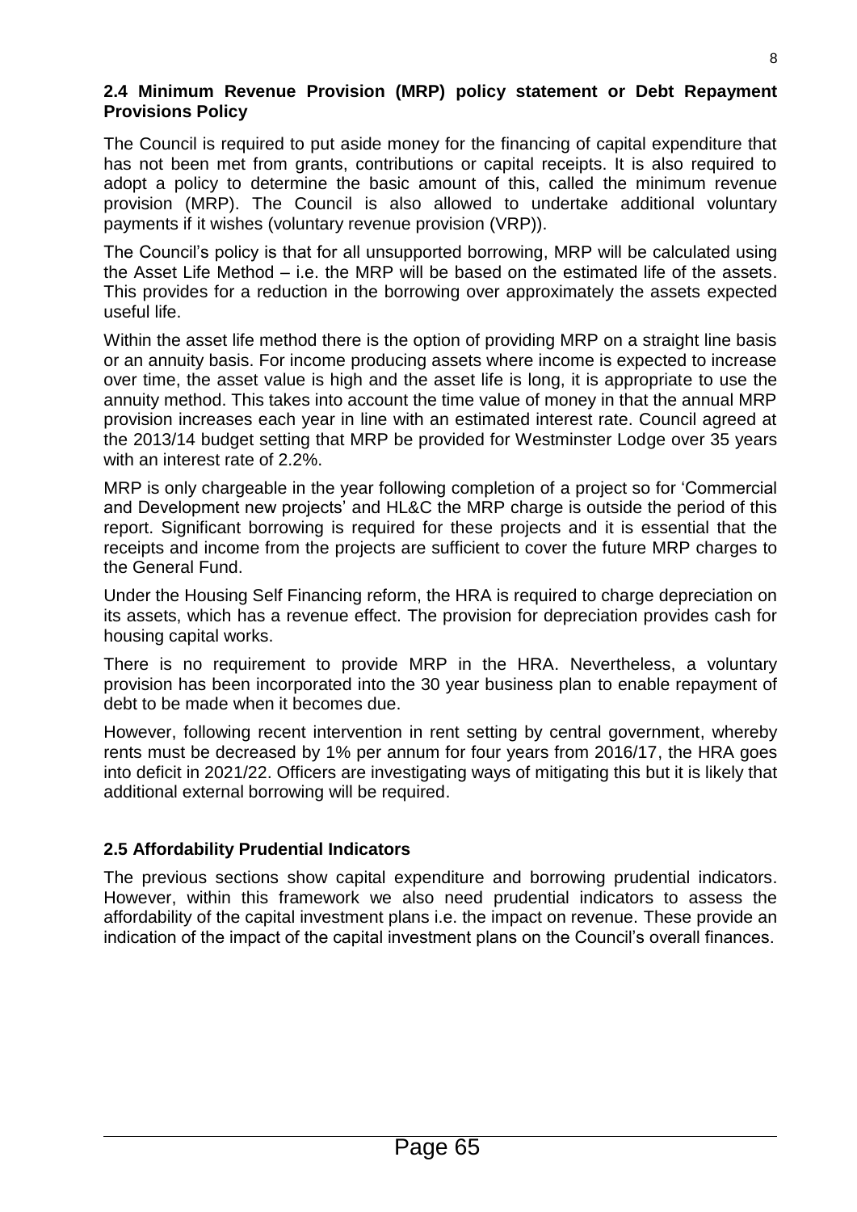### 2.4 Minimum Revenue Provision (MRP) policy statement or Debt Repayment Provisions Policy

The Council is required to put aside money for the financing of capital expenditure that has not been met from grants, contributions or capital receipts. It is also required to adopt a policy to determine the basic amount of this, called the minimum revenue provision (MRP). The Council is also allowed to undertake additional voluntary payments if it wishes (voluntary revenue provision (VRP)).

The Council's policy is that for all unsupported borrowing, MRP will be calculated using the Asset Life Method – i.e. the MRP will be based on the estimated life of the assets. This provides for a reduction in the borrowing over approximately the assets expected useful life.

Within the asset life method there is the option of providing MRP on a straight line basis or an annuity basis. For income producing assets where income is expected to increase over time, the asset value is high and the asset life is long, it is appropriate to use the annuity method. This takes into account the time value of money in that the annual MRP provision increases each year in line with an estimated interest rate. Council agreed at the 2013/14 budget setting that MRP be provided for Westminster Lodge over 35 years with an interest rate of 2.2%.

MRP is only chargeable in the year following completion of a project so for 'Commercial and Development new projects' and HL&C the MRP charge is outside the period of this report. Significant borrowing is required for these projects and it is essential that the receipts and income from the projects are sufficient to cover the future MRP charges to the General Fund.

Under the Housing Self Financing reform, the HRA is required to charge depreciation on its assets, which has a revenue effect. The provision for depreciation provides cash for housing capital works.

There is no requirement to provide MRP in the HRA. Nevertheless, a voluntary provision has been incorporated into the 30 year business plan to enable repayment of debt to be made when it becomes due.

However, following recent intervention in rent setting by central government, whereby rents must be decreased by 1% per annum for four years from 2016/17, the HRA goes into deficit in 2021/22. Officers are investigating ways of mitigating this but it is likely that additional external borrowing will be required.

### 2.5 Affordability Prudential Indicators

The previous sections show capital expenditure and borrowing prudential indicators. However, within this framework we also need prudential indicators to assess the affordability of the capital investment plans i.e. the impact on revenue. These provide an indication of the impact of the capital investment plans on the Council's overall finances.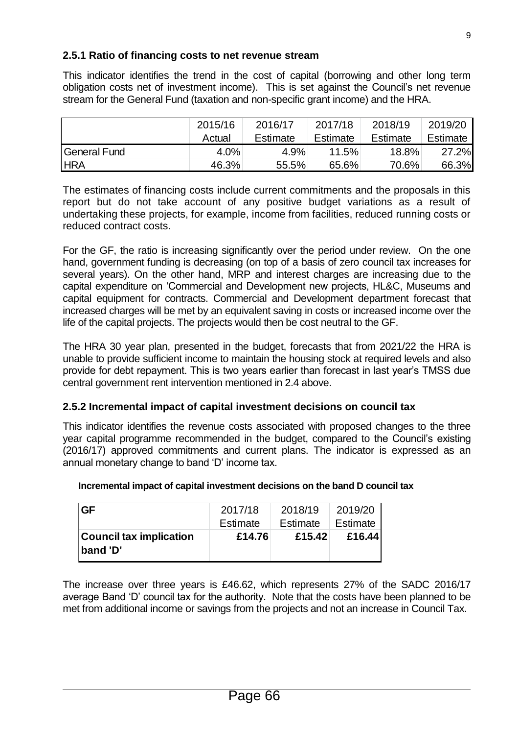### 2.5.1 Ratio of financing costs to net revenue stream

This indicator identifies the trend in the cost of capital (borrowing and other long term obligation costs net of investment income). This is set against the Council's net revenue stream for the General Fund (taxation and non-specific grant income) and the HRA.

| | 2015/16 Actual | 2016/17 Estimate | 2017/18 Estimate | 2018/19 Estimate | 2019/20 Estimate |
|---|---|---|---|---|---|
| General Fund | 4.0% | 4.9% | 11.5% | 18.8% | 27.2% |
| HRA | 46.3% | 55.5% | 65.6% | 70.6% | 66.3% |

The estimates of financing costs include current commitments and the proposals in this report but do not take account of any positive budget variations as a result of undertaking these projects, for example, income from facilities, reduced running costs or reduced contract costs.

For the GF, the ratio is increasing significantly over the period under review. On the one hand, government funding is decreasing (on top of a basis of zero council tax increases for several years). On the other hand, MRP and interest charges are increasing due to the capital expenditure on 'Commercial and Development new projects, HL&C, Museums and capital equipment for contracts. Commercial and Development department forecast that increased charges will be met by an equivalent saving in costs or increased income over the life of the capital projects. The projects would then be cost neutral to the GF.

The HRA 30 year plan, presented in the budget, forecasts that from 2021/22 the HRA is unable to provide sufficient income to maintain the housing stock at required levels and also provide for debt repayment. This is two years earlier than forecast in last year's TMSS due central government rent intervention mentioned in 2.4 above.

### 2.5.2 Incremental impact of capital investment decisions on council tax

This indicator identifies the revenue costs associated with proposed changes to the three year capital programme recommended in the budget, compared to the Council's existing (2016/17) approved commitments and current plans. The indicator is expressed as an annual monetary change to band 'D' income tax.

**Incremental impact of capital investment decisions on the band D council tax**

| **GF** | 2017/18 Estimate | 2018/19 Estimate | 2019/20 Estimate |
|---|---|---|---|
| **Council tax implication band 'D'** | **£14.76** | **£15.42** | **£16.44** |

The increase over three years is £46.62, which represents 27% of the SADC 2016/17 average Band 'D' council tax for the authority. Note that the costs have been planned to be met from additional income or savings from the projects and not an increase in Council Tax.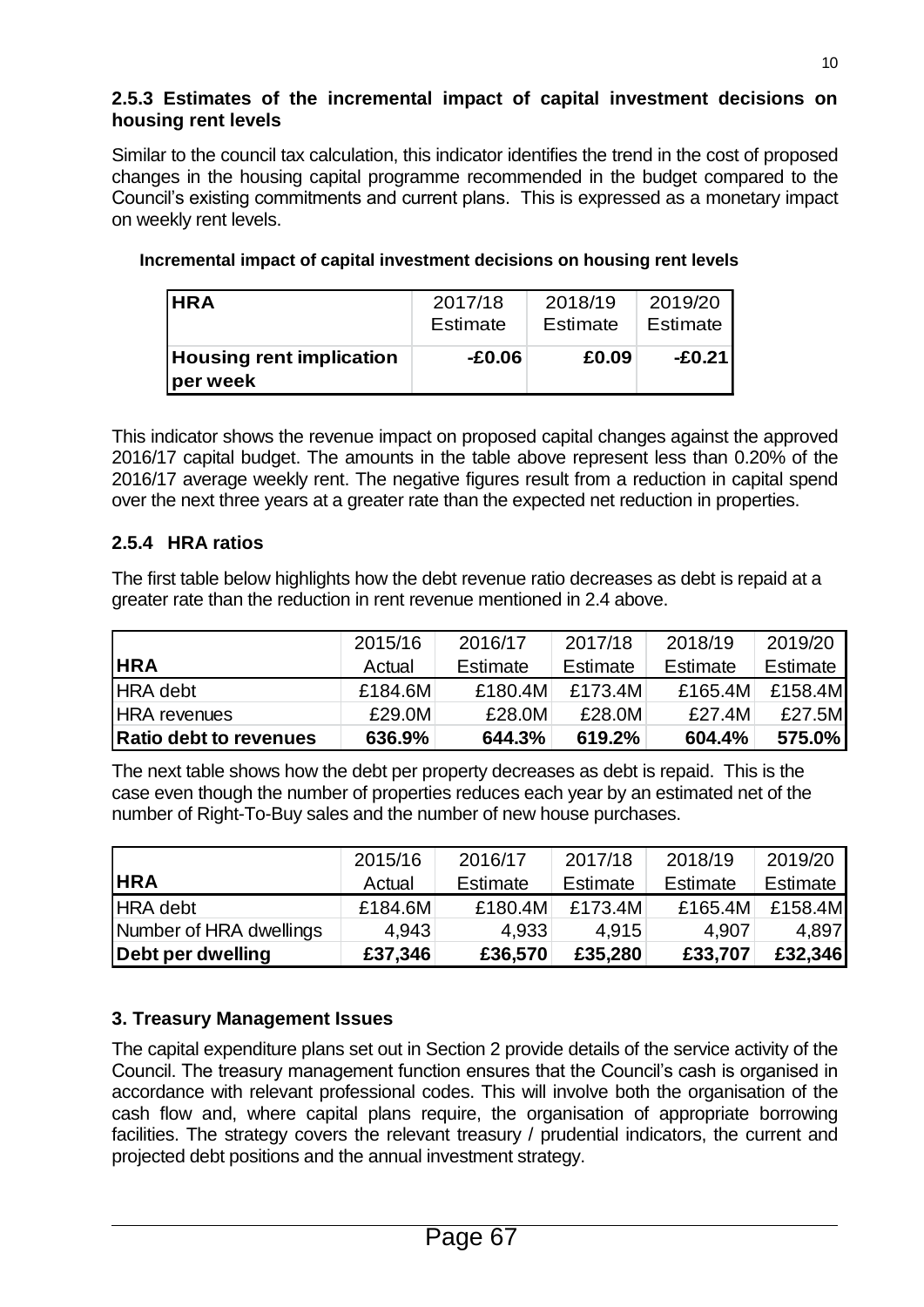### 2.5.3 Estimates of the incremental impact of capital investment decisions on housing rent levels

Similar to the council tax calculation, this indicator identifies the trend in the cost of proposed changes in the housing capital programme recommended in the budget compared to the Council's existing commitments and current plans. This is expressed as a monetary impact on weekly rent levels.

**Incremental impact of capital investment decisions on housing rent levels**

| **HRA** | 2017/18 Estimate | 2018/19 Estimate | 2019/20 Estimate |
|---|---|---|---|
| **Housing rent implication per week** | **-£0.06** | **£0.09** | **-£0.21** |

This indicator shows the revenue impact on proposed capital changes against the approved 2016/17 capital budget. The amounts in the table above represent less than 0.20% of the 2016/17 average weekly rent. The negative figures result from a reduction in capital spend over the next three years at a greater rate than the expected net reduction in properties.

### 2.5.4 HRA ratios

The first table below highlights how the debt revenue ratio decreases as debt is repaid at a greater rate than the reduction in rent revenue mentioned in 2.4 above.

| **HRA** | 2015/16 Actual | 2016/17 Estimate | 2017/18 Estimate | 2018/19 Estimate | 2019/20 Estimate |
|---|---|---|---|---|---|
| HRA debt | £184.6M | £180.4M | £173.4M | £165.4M | £158.4M |
| HRA revenues | £29.0M | £28.0M | £28.0M | £27.4M | £27.5M |
| **Ratio debt to revenues** | **636.9%** | **644.3%** | **619.2%** | **604.4%** | **575.0%** |

The next table shows how the debt per property decreases as debt is repaid. This is the case even though the number of properties reduces each year by an estimated net of the number of Right-To-Buy sales and the number of new house purchases.

| **HRA** | 2015/16 Actual | 2016/17 Estimate | 2017/18 Estimate | 2018/19 Estimate | 2019/20 Estimate |
|---|---|---|---|---|---|
| HRA debt | £184.6M | £180.4M | £173.4M | £165.4M | £158.4M |
| Number of HRA dwellings | 4,943 | 4,933 | 4,915 | 4,907 | 4,897 |
| **Debt per dwelling** | **£37,346** | **£36,570** | **£35,280** | **£33,707** | **£32,346** |

## 3. Treasury Management Issues

The capital expenditure plans set out in Section 2 provide details of the service activity of the Council. The treasury management function ensures that the Council's cash is organised in accordance with relevant professional codes. This will involve both the organisation of the cash flow and, where capital plans require, the organisation of appropriate borrowing facilities. The strategy covers the relevant treasury / prudential indicators, the current and projected debt positions and the annual investment strategy.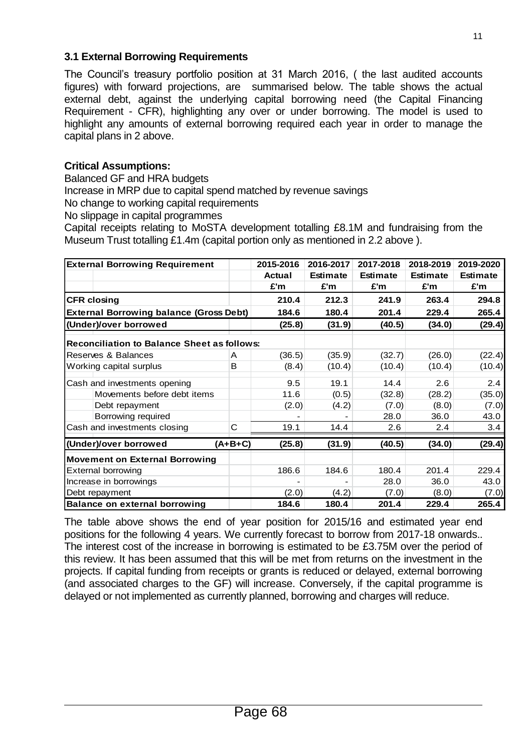### 3.1 External Borrowing Requirements

The Council's treasury portfolio position at 31 March 2016, ( the last audited accounts figures) with forward projections, are summarised below. The table shows the actual external debt, against the underlying capital borrowing need (the Capital Financing Requirement - CFR), highlighting any over or under borrowing. The model is used to highlight any amounts of external borrowing required each year in order to manage the capital plans in 2 above.

**Critical Assumptions:**

Balanced GF and HRA budgets

Increase in MRP due to capital spend matched by revenue savings

No change to working capital requirements

No slippage in capital programmes

Capital receipts relating to MoSTA development totalling £8.1M and fundraising from the Museum Trust totalling £1.4m (capital portion only as mentioned in 2.2 above ).

| External Borrowing Requirement | | 2015-2016 | 2016-2017 | 2017-2018 | 2018-2019 | 2019-2020 |
|---|---|---|---|---|---|---|
| | | Actual | Estimate | Estimate | Estimate | Estimate |
| | | £'m | £'m | £'m | £'m | £'m |
| **CFR closing** | | **210.4** | **212.3** | **241.9** | **263.4** | **294.8** |
| **External Borrowing balance (Gross Debt)** | | **184.6** | **180.4** | **201.4** | **229.4** | **265.4** |
| **(Under)/over borrowed** | | **(25.8)** | **(31.9)** | **(40.5)** | **(34.0)** | **(29.4)** |
| **Reconciliation to Balance Sheet as follows:** | | | | | | |
| Reserves & Balances | A | (36.5) | (35.9) | (32.7) | (26.0) | (22.4) |
| Working capital surplus | B | (8.4) | (10.4) | (10.4) | (10.4) | (10.4) |
| Cash and investments opening | | 9.5 | 19.1 | 14.4 | 2.6 | 2.4 |
| Movements before debt items | | 11.6 | (0.5) | (32.8) | (28.2) | (35.0) |
| Debt repayment | | (2.0) | (4.2) | (7.0) | (8.0) | (7.0) |
| Borrowing required | | - | - | 28.0 | 36.0 | 43.0 |
| Cash and investments closing | C | 19.1 | 14.4 | 2.6 | 2.4 | 3.4 |
| **(Under)/over borrowed** | **(A+B+C)** | **(25.8)** | **(31.9)** | **(40.5)** | **(34.0)** | **(29.4)** |
| **Movement on External Borrowing** | | | | | | |
| External borrowing | | 186.6 | 184.6 | 180.4 | 201.4 | 229.4 |
| Increase in borrowings | | - | - | 28.0 | 36.0 | 43.0 |
| Debt repayment | | (2.0) | (4.2) | (7.0) | (8.0) | (7.0) |
| **Balance on external borrowing** | | **184.6** | **180.4** | **201.4** | **229.4** | **265.4** |

The table above shows the end of year position for 2015/16 and estimated year end positions for the following 4 years. We currently forecast to borrow from 2017-18 onwards.. The interest cost of the increase in borrowing is estimated to be £3.75M over the period of this review. It has been assumed that this will be met from returns on the investment in the projects. If capital funding from receipts or grants is reduced or delayed, external borrowing (and associated charges to the GF) will increase. Conversely, if the capital programme is delayed or not implemented as currently planned, borrowing and charges will reduce.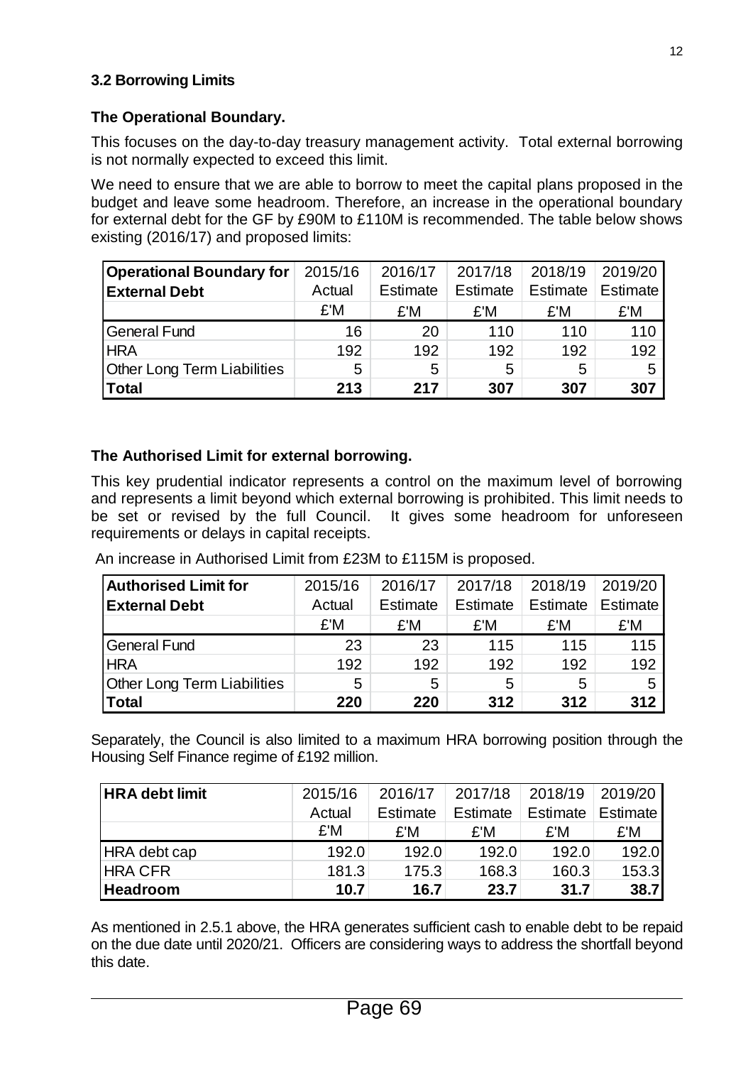### 3.2 Borrowing Limits

**The Operational Boundary.**

This focuses on the day-to-day treasury management activity. Total external borrowing is not normally expected to exceed this limit.

We need to ensure that we are able to borrow to meet the capital plans proposed in the budget and leave some headroom. Therefore, an increase in the operational boundary for external debt for the GF by £90M to £110M is recommended. The table below shows existing (2016/17) and proposed limits:

| Operational Boundary for External Debt | 2015/16 Actual | 2016/17 Estimate | 2017/18 Estimate | 2018/19 Estimate | 2019/20 Estimate |
|---|---|---|---|---|---|
| | £'M | £'M | £'M | £'M | £'M |
| General Fund | 16 | 20 | 110 | 110 | 110 |
| HRA | 192 | 192 | 192 | 192 | 192 |
| Other Long Term Liabilities | 5 | 5 | 5 | 5 | 5 |
| **Total** | **213** | **217** | **307** | **307** | **307** |

**The Authorised Limit for external borrowing.**

This key prudential indicator represents a control on the maximum level of borrowing and represents a limit beyond which external borrowing is prohibited. This limit needs to be set or revised by the full Council. It gives some headroom for unforeseen requirements or delays in capital receipts.

An increase in Authorised Limit from £23M to £115M is proposed.

| Authorised Limit for External Debt | 2015/16 Actual | 2016/17 Estimate | 2017/18 Estimate | 2018/19 Estimate | 2019/20 Estimate |
|---|---|---|---|---|---|
| | £'M | £'M | £'M | £'M | £'M |
| General Fund | 23 | 23 | 115 | 115 | 115 |
| HRA | 192 | 192 | 192 | 192 | 192 |
| Other Long Term Liabilities | 5 | 5 | 5 | 5 | 5 |
| **Total** | **220** | **220** | **312** | **312** | **312** |

Separately, the Council is also limited to a maximum HRA borrowing position through the Housing Self Finance regime of £192 million.

| HRA debt limit | 2015/16 Actual | 2016/17 Estimate | 2017/18 Estimate | 2018/19 Estimate | 2019/20 Estimate |
|---|---|---|---|---|---|
| | £'M | £'M | £'M | £'M | £'M |
| HRA debt cap | 192.0 | 192.0 | 192.0 | 192.0 | 192.0 |
| HRA CFR | 181.3 | 175.3 | 168.3 | 160.3 | 153.3 |
| **Headroom** | **10.7** | **16.7** | **23.7** | **31.7** | **38.7** |

As mentioned in 2.5.1 above, the HRA generates sufficient cash to enable debt to be repaid on the due date until 2020/21. Officers are considering ways to address the shortfall beyond this date.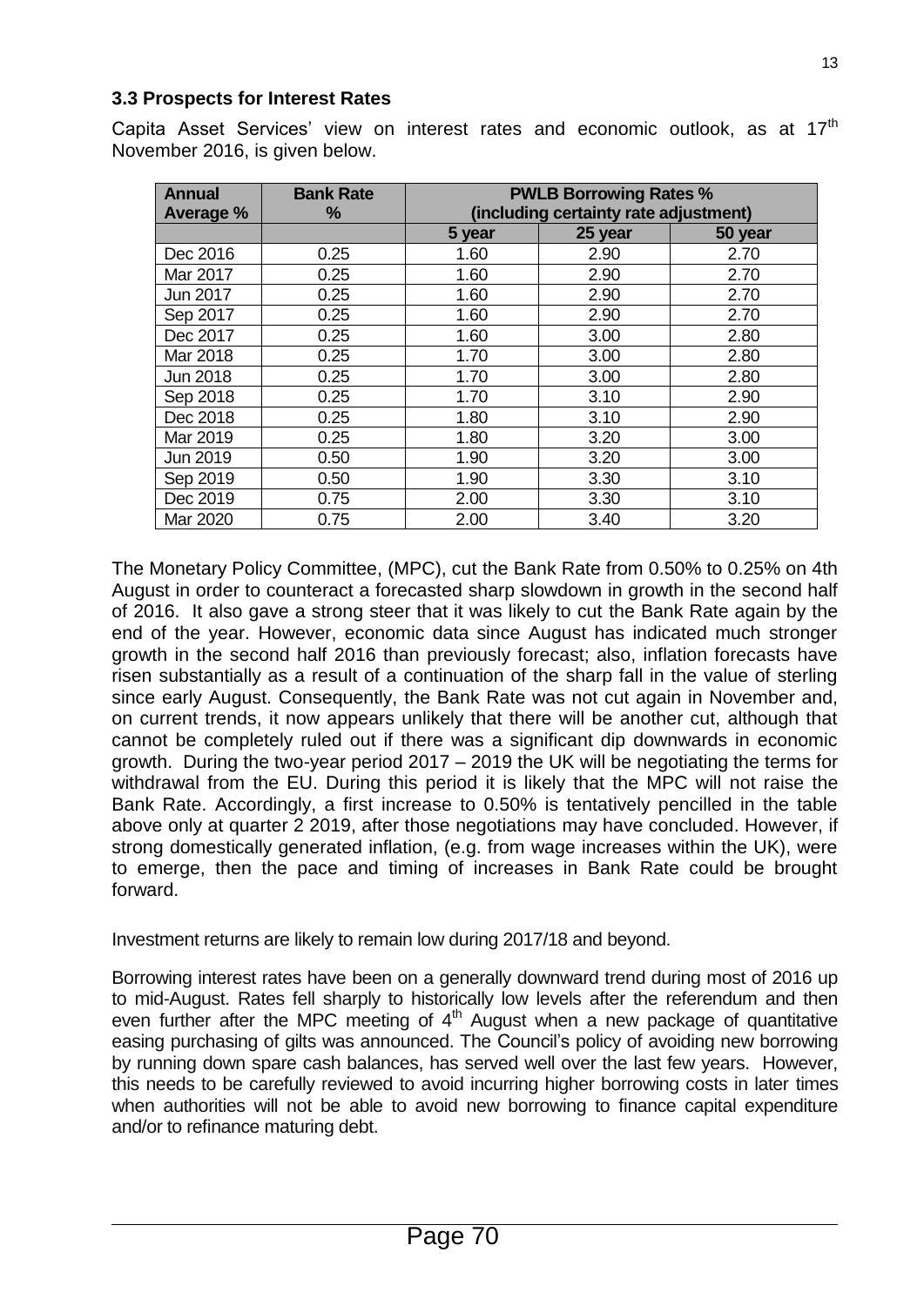### 3.3 Prospects for Interest Rates

Capita Asset Services' view on interest rates and economic outlook, as at 17th November 2016, is given below.

| Annual Average % | Bank Rate % | PWLB Borrowing Rates % (including certainty rate adjustment) | | |
|---|---|---|---|---|
| | | 5 year | 25 year | 50 year |
| Dec 2016 | 0.25 | 1.60 | 2.90 | 2.70 |
| Mar 2017 | 0.25 | 1.60 | 2.90 | 2.70 |
| Jun 2017 | 0.25 | 1.60 | 2.90 | 2.70 |
| Sep 2017 | 0.25 | 1.60 | 2.90 | 2.70 |
| Dec 2017 | 0.25 | 1.60 | 3.00 | 2.80 |
| Mar 2018 | 0.25 | 1.70 | 3.00 | 2.80 |
| Jun 2018 | 0.25 | 1.70 | 3.00 | 2.80 |
| Sep 2018 | 0.25 | 1.70 | 3.10 | 2.90 |
| Dec 2018 | 0.25 | 1.80 | 3.10 | 2.90 |
| Mar 2019 | 0.25 | 1.80 | 3.20 | 3.00 |
| Jun 2019 | 0.50 | 1.90 | 3.20 | 3.00 |
| Sep 2019 | 0.50 | 1.90 | 3.30 | 3.10 |
| Dec 2019 | 0.75 | 2.00 | 3.30 | 3.10 |
| Mar 2020 | 0.75 | 2.00 | 3.40 | 3.20 |

The Monetary Policy Committee, (MPC), cut the Bank Rate from 0.50% to 0.25% on 4th August in order to counteract a forecasted sharp slowdown in growth in the second half of 2016. It also gave a strong steer that it was likely to cut the Bank Rate again by the end of the year. However, economic data since August has indicated much stronger growth in the second half 2016 than previously forecast; also, inflation forecasts have risen substantially as a result of a continuation of the sharp fall in the value of sterling since early August. Consequently, the Bank Rate was not cut again in November and, on current trends, it now appears unlikely that there will be another cut, although that cannot be completely ruled out if there was a significant dip downwards in economic growth. During the two-year period 2017 – 2019 the UK will be negotiating the terms for withdrawal from the EU. During this period it is likely that the MPC will not raise the Bank Rate. Accordingly, a first increase to 0.50% is tentatively pencilled in the table above only at quarter 2 2019, after those negotiations may have concluded. However, if strong domestically generated inflation, (e.g. from wage increases within the UK), were to emerge, then the pace and timing of increases in Bank Rate could be brought forward.

Investment returns are likely to remain low during 2017/18 and beyond.

Borrowing interest rates have been on a generally downward trend during most of 2016 up to mid-August. Rates fell sharply to historically low levels after the referendum and then even further after the MPC meeting of 4th August when a new package of quantitative easing purchasing of gilts was announced. The Council's policy of avoiding new borrowing by running down spare cash balances, has served well over the last few years. However, this needs to be carefully reviewed to avoid incurring higher borrowing costs in later times when authorities will not be able to avoid new borrowing to finance capital expenditure and/or to refinance maturing debt.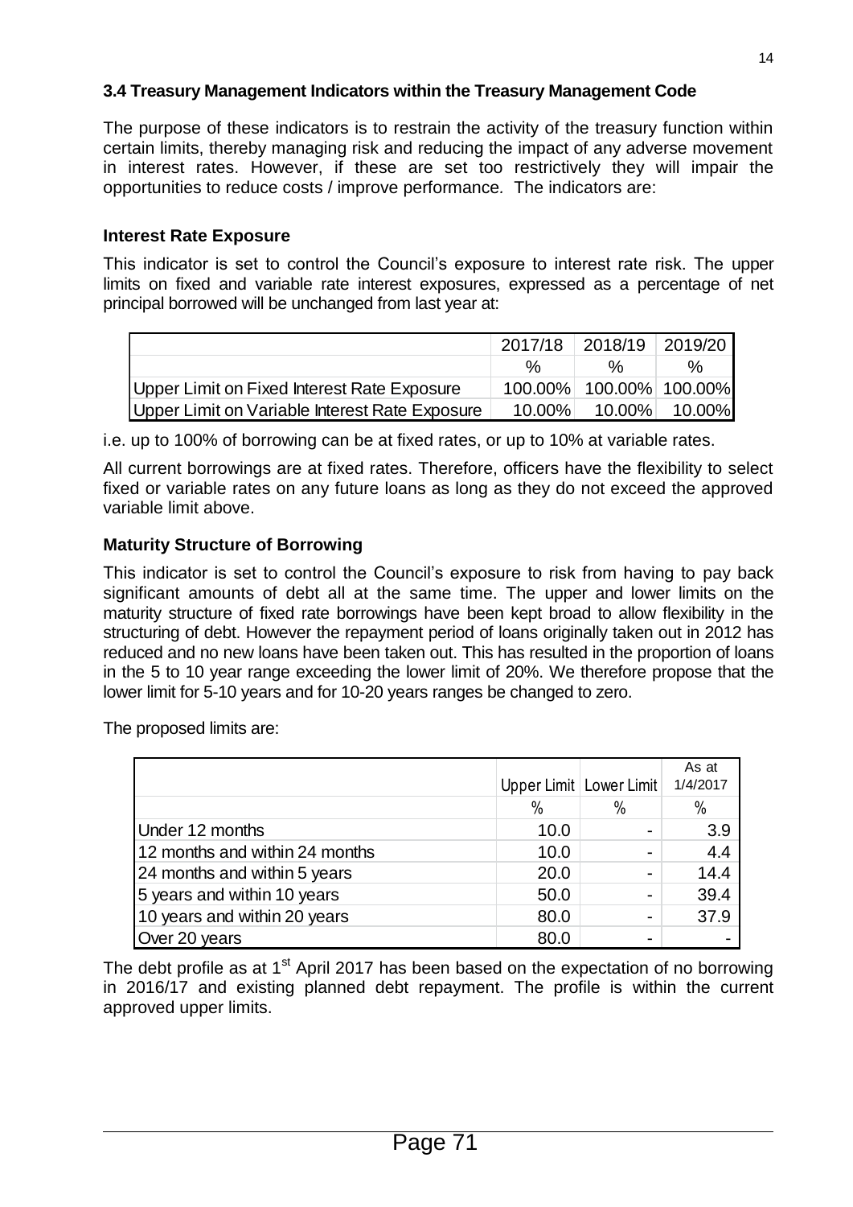### 3.4 Treasury Management Indicators within the Treasury Management Code

The purpose of these indicators is to restrain the activity of the treasury function within certain limits, thereby managing risk and reducing the impact of any adverse movement in interest rates. However, if these are set too restrictively they will impair the opportunities to reduce costs / improve performance. The indicators are:

#### Interest Rate Exposure

This indicator is set to control the Council's exposure to interest rate risk. The upper limits on fixed and variable rate interest exposures, expressed as a percentage of net principal borrowed will be unchanged from last year at:

| | 2017/18 | 2018/19 | 2019/20 |
|---|---|---|---|
| | % | % | % |
| Upper Limit on Fixed Interest Rate Exposure | 100.00% | 100.00% | 100.00% |
| Upper Limit on Variable Interest Rate Exposure | 10.00% | 10.00% | 10.00% |

i.e. up to 100% of borrowing can be at fixed rates, or up to 10% at variable rates.

All current borrowings are at fixed rates. Therefore, officers have the flexibility to select fixed or variable rates on any future loans as long as they do not exceed the approved variable limit above.

#### Maturity Structure of Borrowing

This indicator is set to control the Council's exposure to risk from having to pay back significant amounts of debt all at the same time. The upper and lower limits on the maturity structure of fixed rate borrowings have been kept broad to allow flexibility in the structuring of debt. However the repayment period of loans originally taken out in 2012 has reduced and no new loans have been taken out. This has resulted in the proportion of loans in the 5 to 10 year range exceeding the lower limit of 20%. We therefore propose that the lower limit for 5-10 years and for 10-20 years ranges be changed to zero.

The proposed limits are:

| | Upper Limit | Lower Limit | As at 1/4/2017 |
|---|---|---|---|
| | % | % | % |
| Under 12 months | 10.0 | - | 3.9 |
| 12 months and within 24 months | 10.0 | - | 4.4 |
| 24 months and within 5 years | 20.0 | - | 14.4 |
| 5 years and within 10 years | 50.0 | - | 39.4 |
| 10 years and within 20 years | 80.0 | - | 37.9 |
| Over 20 years | 80.0 | - | - |

The debt profile as at 1st April 2017 has been based on the expectation of no borrowing in 2016/17 and existing planned debt repayment. The profile is within the current approved upper limits.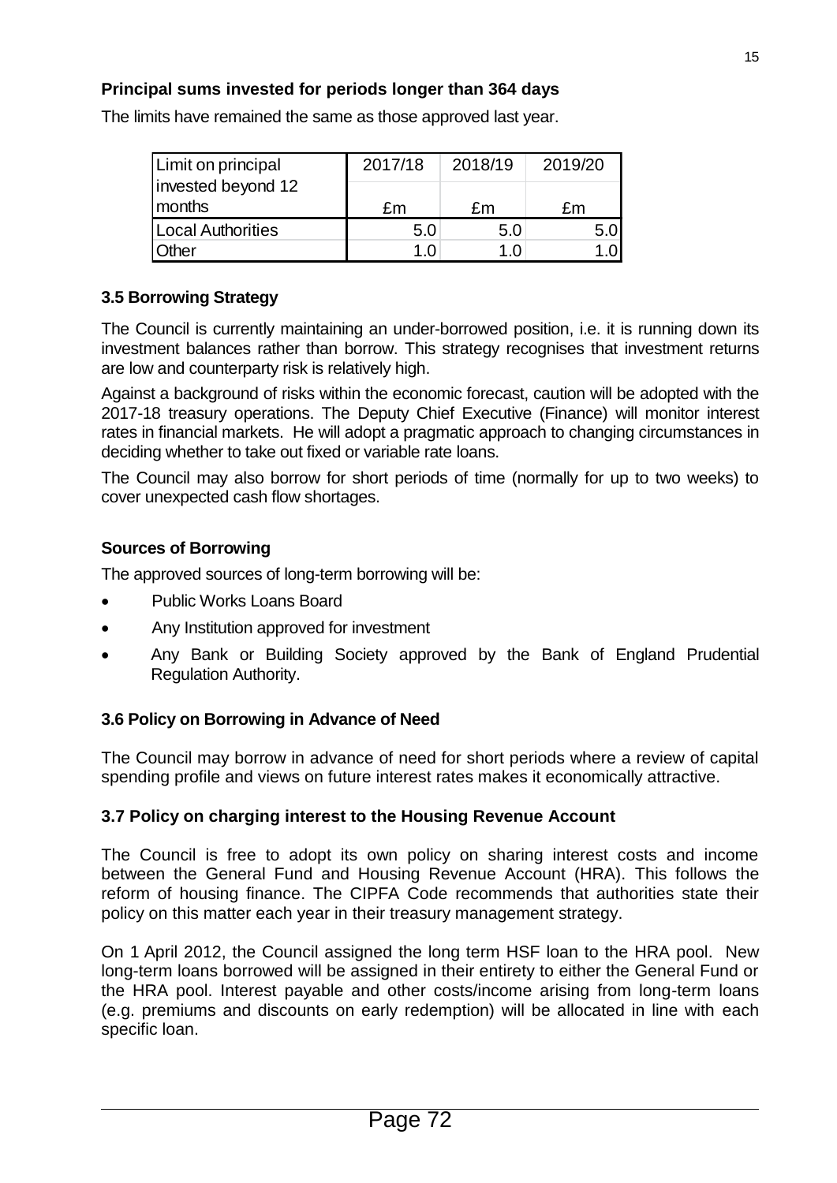**Principal sums invested for periods longer than 364 days**

The limits have remained the same as those approved last year.

| Limit on principal invested beyond 12 months | 2017/18 £m | 2018/19 £m | 2019/20 £m |
|---|---|---|---|
| Local Authorities | 5.0 | 5.0 | 5.0 |
| Other | 1.0 | 1.0 | 1.0 |

### 3.5 Borrowing Strategy

The Council is currently maintaining an under-borrowed position, i.e. it is running down its investment balances rather than borrow. This strategy recognises that investment returns are low and counterparty risk is relatively high.

Against a background of risks within the economic forecast, caution will be adopted with the 2017-18 treasury operations. The Deputy Chief Executive (Finance) will monitor interest rates in financial markets. He will adopt a pragmatic approach to changing circumstances in deciding whether to take out fixed or variable rate loans.

The Council may also borrow for short periods of time (normally for up to two weeks) to cover unexpected cash flow shortages.

**Sources of Borrowing**

The approved sources of long-term borrowing will be:

- Public Works Loans Board
- Any Institution approved for investment
- Any Bank or Building Society approved by the Bank of England Prudential Regulation Authority.

### 3.6 Policy on Borrowing in Advance of Need

The Council may borrow in advance of need for short periods where a review of capital spending profile and views on future interest rates makes it economically attractive.

### 3.7 Policy on charging interest to the Housing Revenue Account

The Council is free to adopt its own policy on sharing interest costs and income between the General Fund and Housing Revenue Account (HRA). This follows the reform of housing finance. The CIPFA Code recommends that authorities state their policy on this matter each year in their treasury management strategy.

On 1 April 2012, the Council assigned the long term HSF loan to the HRA pool. New long-term loans borrowed will be assigned in their entirety to either the General Fund or the HRA pool. Interest payable and other costs/income arising from long-term loans (e.g. premiums and discounts on early redemption) will be allocated in line with each specific loan.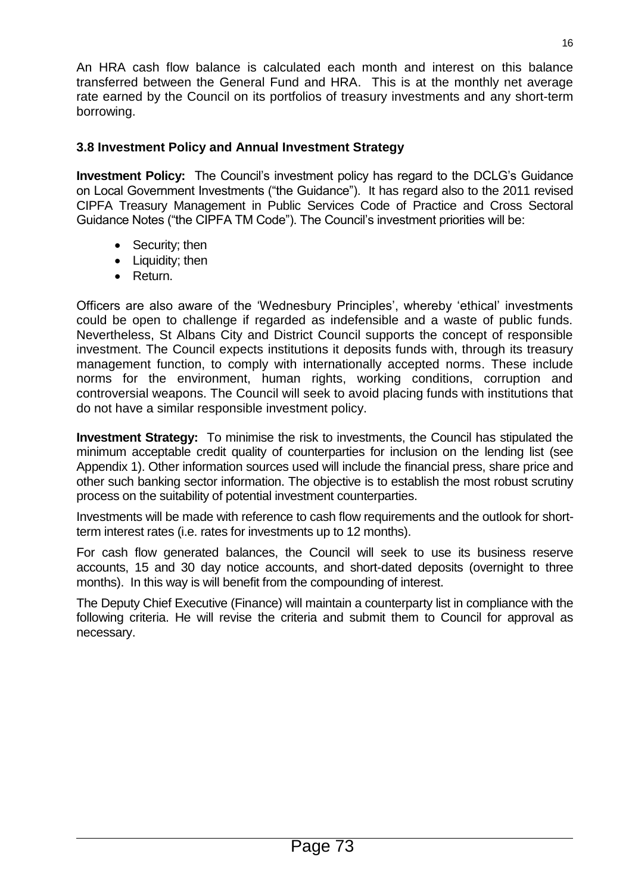An HRA cash flow balance is calculated each month and interest on this balance transferred between the General Fund and HRA. This is at the monthly net average rate earned by the Council on its portfolios of treasury investments and any short-term borrowing.

### 3.8 Investment Policy and Annual Investment Strategy

**Investment Policy:** The Council's investment policy has regard to the DCLG's Guidance on Local Government Investments ("the Guidance"). It has regard also to the 2011 revised CIPFA Treasury Management in Public Services Code of Practice and Cross Sectoral Guidance Notes ("the CIPFA TM Code"). The Council's investment priorities will be:

- Security; then
- Liquidity; then
- Return.

Officers are also aware of the 'Wednesbury Principles', whereby 'ethical' investments could be open to challenge if regarded as indefensible and a waste of public funds. Nevertheless, St Albans City and District Council supports the concept of responsible investment. The Council expects institutions it deposits funds with, through its treasury management function, to comply with internationally accepted norms. These include norms for the environment, human rights, working conditions, corruption and controversial weapons. The Council will seek to avoid placing funds with institutions that do not have a similar responsible investment policy.

**Investment Strategy:** To minimise the risk to investments, the Council has stipulated the minimum acceptable credit quality of counterparties for inclusion on the lending list (see Appendix 1). Other information sources used will include the financial press, share price and other such banking sector information. The objective is to establish the most robust scrutiny process on the suitability of potential investment counterparties.

Investments will be made with reference to cash flow requirements and the outlook for short-term interest rates (i.e. rates for investments up to 12 months).

For cash flow generated balances, the Council will seek to use its business reserve accounts, 15 and 30 day notice accounts, and short-dated deposits (overnight to three months). In this way is will benefit from the compounding of interest.

The Deputy Chief Executive (Finance) will maintain a counterparty list in compliance with the following criteria. He will revise the criteria and submit them to Council for approval as necessary.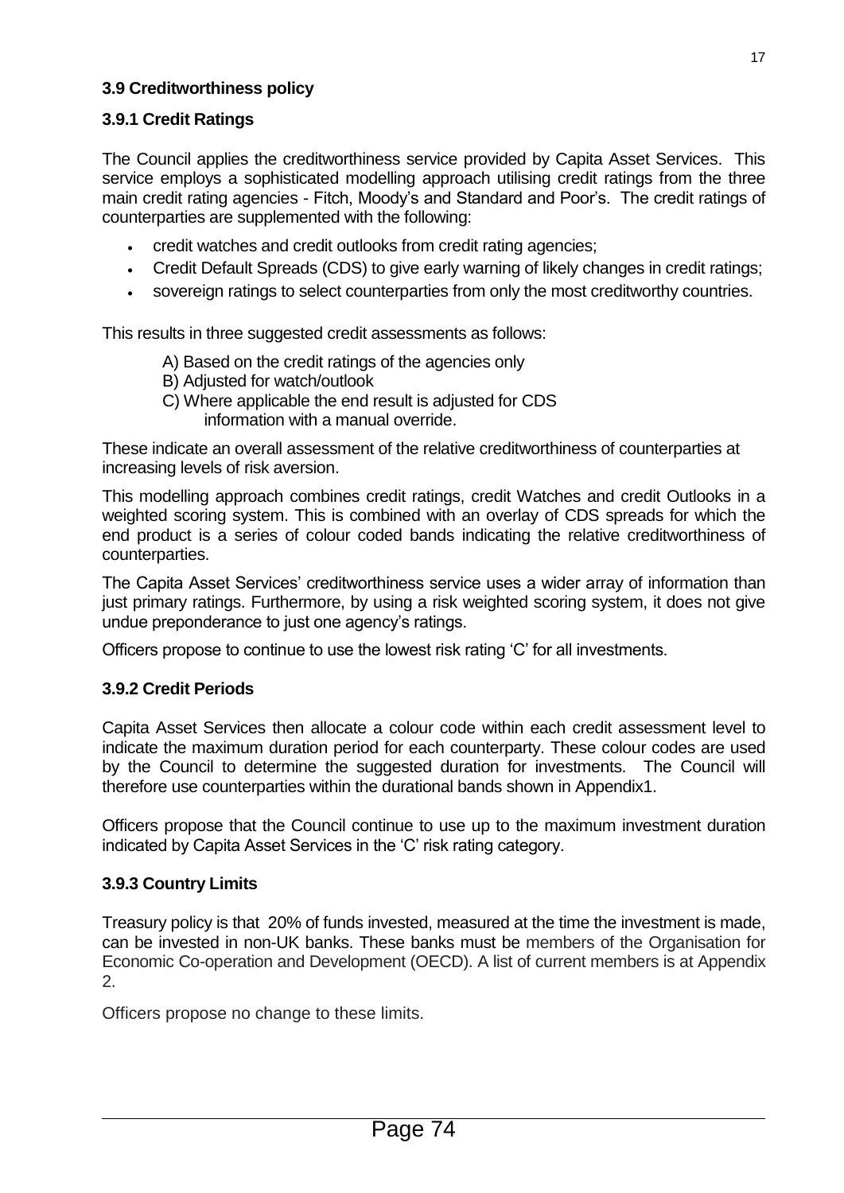### 3.9 Creditworthiness policy

### 3.9.1 Credit Ratings

The Council applies the creditworthiness service provided by Capita Asset Services. This service employs a sophisticated modelling approach utilising credit ratings from the three main credit rating agencies - Fitch, Moody's and Standard and Poor's. The credit ratings of counterparties are supplemented with the following:

- credit watches and credit outlooks from credit rating agencies;
- Credit Default Spreads (CDS) to give early warning of likely changes in credit ratings;
- sovereign ratings to select counterparties from only the most creditworthy countries.

This results in three suggested credit assessments as follows:

A) Based on the credit ratings of the agencies only
B) Adjusted for watch/outlook
C) Where applicable the end result is adjusted for CDS information with a manual override.

These indicate an overall assessment of the relative creditworthiness of counterparties at increasing levels of risk aversion.

This modelling approach combines credit ratings, credit Watches and credit Outlooks in a weighted scoring system. This is combined with an overlay of CDS spreads for which the end product is a series of colour coded bands indicating the relative creditworthiness of counterparties.

The Capita Asset Services' creditworthiness service uses a wider array of information than just primary ratings. Furthermore, by using a risk weighted scoring system, it does not give undue preponderance to just one agency's ratings.

Officers propose to continue to use the lowest risk rating 'C' for all investments.

### 3.9.2 Credit Periods

Capita Asset Services then allocate a colour code within each credit assessment level to indicate the maximum duration period for each counterparty. These colour codes are used by the Council to determine the suggested duration for investments. The Council will therefore use counterparties within the durational bands shown in Appendix1.

Officers propose that the Council continue to use up to the maximum investment duration indicated by Capita Asset Services in the 'C' risk rating category.

### 3.9.3 Country Limits

Treasury policy is that 20% of funds invested, measured at the time the investment is made, can be invested in non-UK banks. These banks must be members of the Organisation for Economic Co-operation and Development (OECD). A list of current members is at Appendix 2.

Officers propose no change to these limits.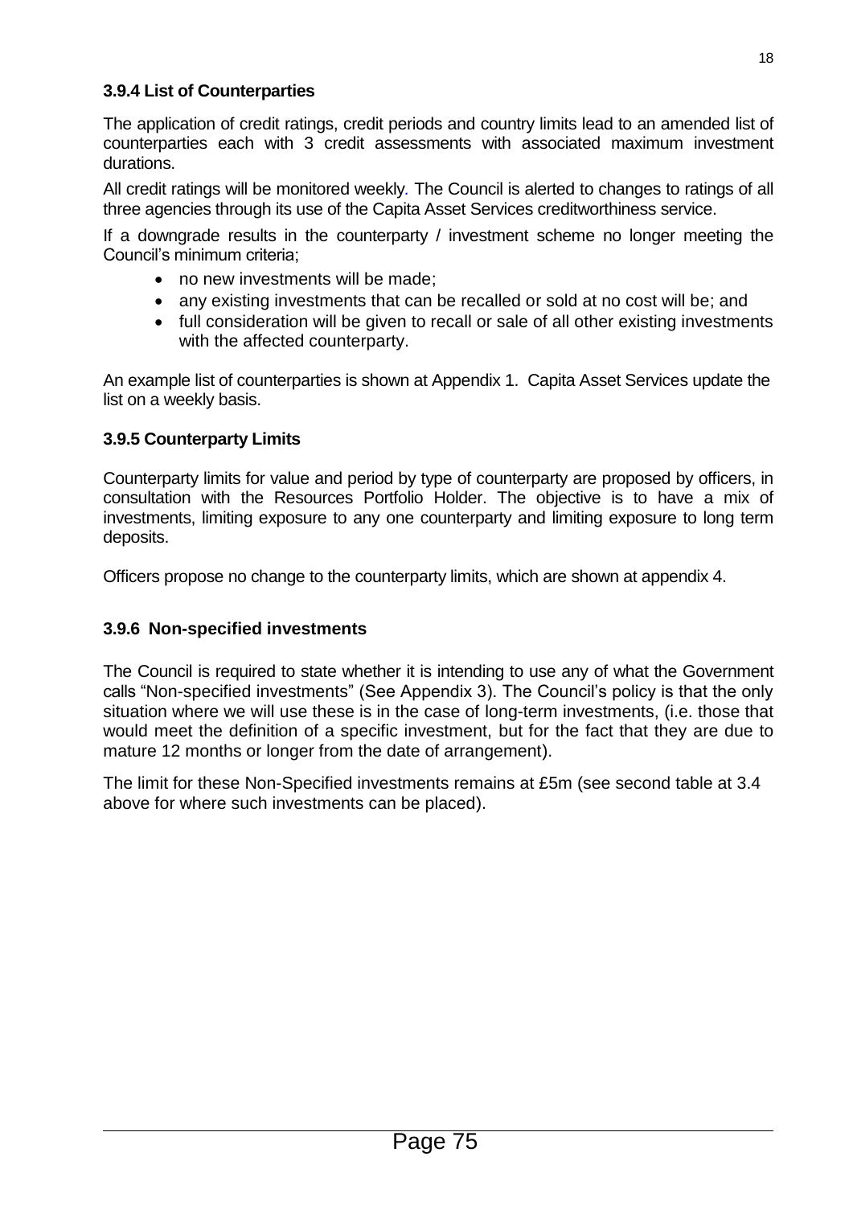### 3.9.4 List of Counterparties

The application of credit ratings, credit periods and country limits lead to an amended list of counterparties each with 3 credit assessments with associated maximum investment durations.

All credit ratings will be monitored weekly. The Council is alerted to changes to ratings of all three agencies through its use of the Capita Asset Services creditworthiness service.

If a downgrade results in the counterparty / investment scheme no longer meeting the Council's minimum criteria;

- no new investments will be made;
- any existing investments that can be recalled or sold at no cost will be; and
- full consideration will be given to recall or sale of all other existing investments with the affected counterparty.

An example list of counterparties is shown at Appendix 1. Capita Asset Services update the list on a weekly basis.

### 3.9.5 Counterparty Limits

Counterparty limits for value and period by type of counterparty are proposed by officers, in consultation with the Resources Portfolio Holder. The objective is to have a mix of investments, limiting exposure to any one counterparty and limiting exposure to long term deposits.

Officers propose no change to the counterparty limits, which are shown at appendix 4.

### 3.9.6 Non-specified investments

The Council is required to state whether it is intending to use any of what the Government calls "Non-specified investments" (See Appendix 3). The Council's policy is that the only situation where we will use these is in the case of long-term investments, (i.e. those that would meet the definition of a specific investment, but for the fact that they are due to mature 12 months or longer from the date of arrangement).

The limit for these Non-Specified investments remains at £5m (see second table at 3.4 above for where such investments can be placed).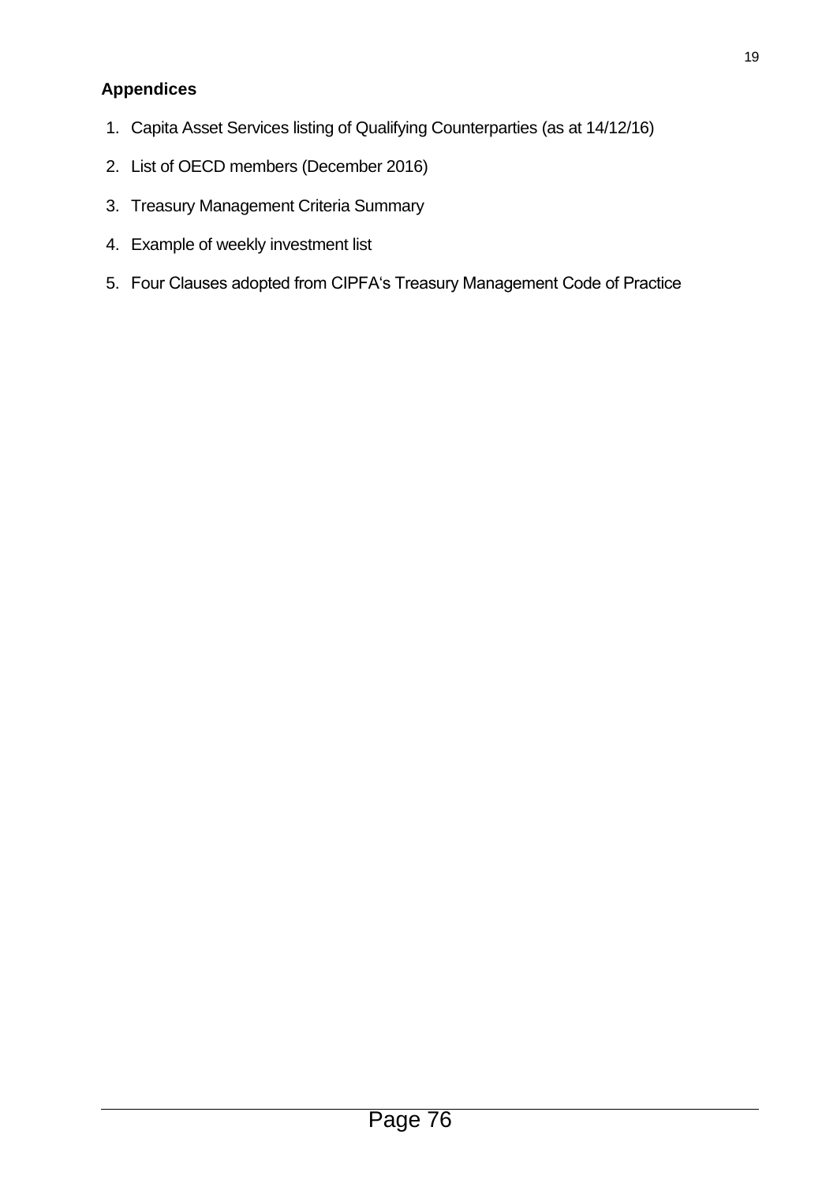## Appendices

1. Capita Asset Services listing of Qualifying Counterparties (as at 14/12/16)
2. List of OECD members (December 2016)
3. Treasury Management Criteria Summary
4. Example of weekly investment list
5. Four Clauses adopted from CIPFA's Treasury Management Code of Practice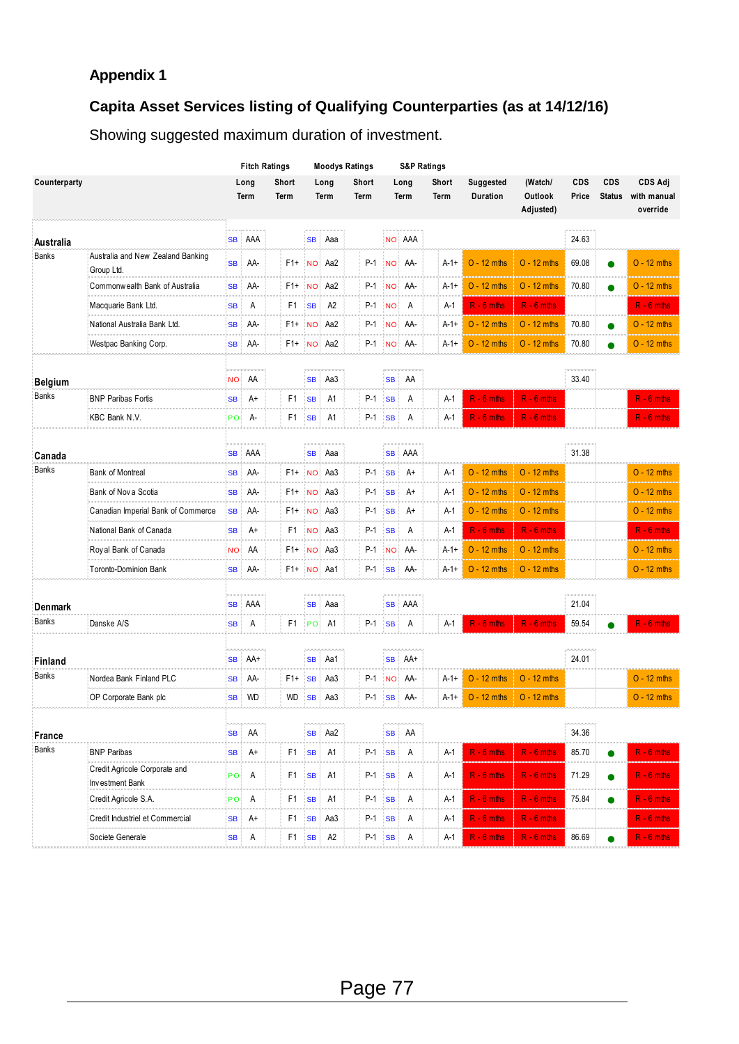## Appendix 1

## Capita Asset Services listing of Qualifying Counterparties (as at 14/12/16)

Showing suggested maximum duration of investment.

| Counterparty | | Fitch Ratings | | | Moodys Ratings | | | S&P Ratings | | | | | | | |
|---|---|---|---|---|---|---|---|---|---|---|---|---|---|---|---|
| | | | Long Term | Short Term | | Long Term | Short Term | | Long Term | Short Term | Suggested Duration | (Watch/ Outlook Adjusted) | CDS Price | CDS Status | CDS Adj with manual override |
| **Australia** | | SB | AAA | | SB | Aaa | | NO | AAA | | | | 24.63 | | |
| Banks | Australia and New Zealand Banking Group Ltd. | SB | AA- | F1+ | NO | Aa2 | P-1 | NO | AA- | A-1+ | O - 12 mths | O - 12 mths | 69.08 | ● | O - 12 mths |
| | Commonwealth Bank of Australia | SB | AA- | F1+ | NO | Aa2 | P-1 | NO | AA- | A-1+ | O - 12 mths | O - 12 mths | 70.80 | ● | O - 12 mths |
| | Macquarie Bank Ltd. | SB | A | F1 | SB | A2 | P-1 | NO | A | A-1 | R - 6 mths | R - 6 mths | | | R - 6 mths |
| | National Australia Bank Ltd. | SB | AA- | F1+ | NO | Aa2 | P-1 | NO | AA- | A-1+ | O - 12 mths | O - 12 mths | 70.80 | ● | O - 12 mths |
| | Westpac Banking Corp. | SB | AA- | F1+ | NO | Aa2 | P-1 | NO | AA- | A-1+ | O - 12 mths | O - 12 mths | 70.80 | ● | O - 12 mths |
| **Belgium** | | NO | AA | | SB | Aa3 | | SB | AA | | | | 33.40 | | |
| Banks | BNP Paribas Fortis | SB | A+ | F1 | SB | A1 | P-1 | SB | A | A-1 | R - 6 mths | R - 6 mths | | | R - 6 mths |
| | KBC Bank N.V. | PO | A- | F1 | SB | A1 | P-1 | SB | A | A-1 | R - 6 mths | R - 6 mths | | | R - 6 mths |
| **Canada** | | SB | AAA | | SB | Aaa | | SB | AAA | | | | 31.38 | | |
| Banks | Bank of Montreal | SB | AA- | F1+ | NO | Aa3 | P-1 | SB | A+ | A-1 | O - 12 mths | O - 12 mths | | | O - 12 mths |
| | Bank of Nova Scotia | SB | AA- | F1+ | NO | Aa3 | P-1 | SB | A+ | A-1 | O - 12 mths | O - 12 mths | | | O - 12 mths |
| | Canadian Imperial Bank of Commerce | SB | AA- | F1+ | NO | Aa3 | P-1 | SB | A+ | A-1 | O - 12 mths | O - 12 mths | | | O - 12 mths |
| | National Bank of Canada | SB | A+ | F1 | NO | Aa3 | P-1 | SB | A | A-1 | R - 6 mths | R - 6 mths | | | R - 6 mths |
| | Royal Bank of Canada | NO | AA | F1+ | NO | Aa3 | P-1 | NO | AA- | A-1+ | O - 12 mths | O - 12 mths | | | O - 12 mths |
| | Toronto-Dominion Bank | SB | AA- | F1+ | NO | Aa1 | P-1 | SB | AA- | A-1+ | O - 12 mths | O - 12 mths | | | O - 12 mths |
| **Denmark** | | SB | AAA | | SB | Aaa | | SB | AAA | | | | 21.04 | | |
| Banks | Danske A/S | SB | A | F1 | PO | A1 | P-1 | SB | A | A-1 | R - 6 mths | R - 6 mths | 59.54 | ● | R - 6 mths |
| **Finland** | | SB | AA+ | | SB | Aa1 | | SB | AA+ | | | | 24.01 | | |
| Banks | Nordea Bank Finland PLC | SB | AA- | F1+ | SB | Aa3 | P-1 | NO | AA- | A-1+ | O - 12 mths | O - 12 mths | | | O - 12 mths |
| | OP Corporate Bank plc | SB | WD | WD | SB | Aa3 | P-1 | SB | AA- | A-1+ | O - 12 mths | O - 12 mths | | | O - 12 mths |
| **France** | | SB | AA | | SB | Aa2 | | SB | AA | | | | 34.36 | | |
| Banks | BNP Paribas | SB | A+ | F1 | SB | A1 | P-1 | SB | A | A-1 | R - 6 mths | R - 6 mths | 85.70 | ● | R - 6 mths |
| | Credit Agricole Corporate and Investment Bank | PO | A | F1 | SB | A1 | P-1 | SB | A | A-1 | R - 6 mths | R - 6 mths | 71.29 | ● | R - 6 mths |
| | Credit Agricole S.A. | PO | A | F1 | SB | A1 | P-1 | SB | A | A-1 | R - 6 mths | R - 6 mths | 75.84 | ● | R - 6 mths |
| | Credit Industriel et Commercial | SB | A+ | F1 | SB | Aa3 | P-1 | SB | A | A-1 | R - 6 mths | R - 6 mths | | | R - 6 mths |
| | Societe Generale | SB | A | F1 | SB | A2 | P-1 | SB | A | A-1 | R - 6 mths | R - 6 mths | 86.69 | ● | R - 6 mths |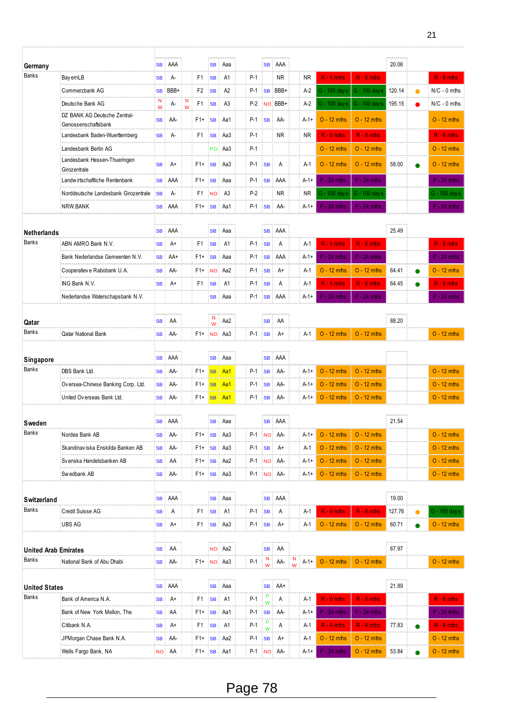| Country | Bank | | S&P | S&P ST | | Moody's | Moody's ST | | Fitch | Fitch ST | | | | CDS | | |
|---|---|---|---|---|---|---|---|---|---|---|---|---|---|---|---|---|
| **Germany** | | SB | AAA | | SB | Aaa | | SB | AAA | | | | | 20.06 | | |
| Banks | BayernLB | SB | A- | F1 | SB | A1 | P-1 | | NR | NR | R - 6 mths | R - 6 mths | | | | R - 6 mths |
| | Commerzbank AG | SB | BBB+ | F2 | SB | A2 | P-1 | SB | BBB+ | A-2 | G - 100 days | G - 100 days | | 120.14 | ● | N/C - 0 mths |
| | Deutsche Bank AG | NW | A- | NW F1 | SB | A3 | P-2 | NO | BBB+ | A-2 | G - 100 days | G - 100 days | | 195.15 | ● | N/C - 0 mths |
| | DZ BANK AG Deutsche Zentral-Genossenschaftsbank | SB | AA- | F1+ | SB | Aa1 | P-1 | SB | AA- | A-1+ | O - 12 mths | O - 12 mths | | | | O - 12 mths |
| | Landesbank Baden-Wuerttemberg | SB | A- | F1 | SB | Aa3 | P-1 | | NR | NR | R - 6 mths | R - 6 mths | | | | R - 6 mths |
| | Landesbank Berlin AG | | | | PO | Aa3 | P-1 | | | | O - 12 mths | O - 12 mths | | | | O - 12 mths |
| | Landesbank Hessen-Thueringen Girozentrale | SB | A+ | F1+ | SB | Aa3 | P-1 | SB | A | A-1 | O - 12 mths | O - 12 mths | | 58.00 | ● | O - 12 mths |
| | Landwirtschaftliche Rentenbank | SB | AAA | F1+ | SB | Aaa | P-1 | SB | AAA | A-1+ | P - 24 mths | P - 24 mths | | | | P - 24 mths |
| | Norddeutsche Landesbank Girozentrale | SB | A- | F1 | NO | A3 | P-2 | | NR | NR | G - 100 days | G - 100 days | | | | G - 100 days |
| | NRW.BANK | SB | AAA | F1+ | SB | Aa1 | P-1 | SB | AA- | A-1+ | P - 24 mths | P - 24 mths | | | | P - 24 mths |
| **Netherlands** | | SB | AAA | | SB | Aaa | | SB | AAA | | | | | 25.49 | | |
| Banks | ABN AMRO Bank N.V. | SB | A+ | F1 | SB | A1 | P-1 | SB | A | A-1 | R - 6 mths | R - 6 mths | | | | R - 6 mths |
| | Bank Nederlandse Gemeenten N.V. | SB | AA+ | F1+ | SB | Aaa | P-1 | SB | AAA | A-1+ | P - 24 mths | P - 24 mths | | | | P - 24 mths |
| | Cooperatieve Rabobank U.A. | SB | AA- | F1+ | NO | Aa2 | P-1 | SB | A+ | A-1 | O - 12 mths | O - 12 mths | | 64.41 | ● | O - 12 mths |
| | ING Bank N.V. | SB | A+ | F1 | SB | A1 | P-1 | SB | A | A-1 | R - 6 mths | R - 6 mths | | 64.45 | ● | R - 6 mths |
| | Nederlandse Waterschapsbank N.V. | | | | SB | Aaa | P-1 | SB | AAA | A-1+ | P - 24 mths | P - 24 mths | | | | P - 24 mths |
| **Qatar** | | SB | AA | | NW | Aa2 | | SB | AA | | | | | 88.20 | | |
| Banks | Qatar National Bank | SB | AA- | F1+ | NO | Aa3 | P-1 | SB | A+ | A-1 | O - 12 mths | O - 12 mths | | | | O - 12 mths |
| **Singapore** | | SB | AAA | | SB | Aaa | | SB | AAA | | | | | | | |
| Banks | DBS Bank Ltd. | SB | AA- | F1+ | SB | Aa1 | P-1 | SB | AA- | A-1+ | O - 12 mths | O - 12 mths | | | | O - 12 mths |
| | Oversea-Chinese Banking Corp. Ltd. | SB | AA- | F1+ | SB | Aa1 | P-1 | SB | AA- | A-1+ | O - 12 mths | O - 12 mths | | | | O - 12 mths |
| | United Overseas Bank Ltd. | SB | AA- | F1+ | SB | Aa1 | P-1 | SB | AA- | A-1+ | O - 12 mths | O - 12 mths | | | | O - 12 mths |
| **Sweden** | | SB | AAA | | SB | Aaa | | SB | AAA | | | | | 21.54 | | |
| Banks | Nordea Bank AB | SB | AA- | F1+ | SB | Aa3 | P-1 | NO | AA- | A-1+ | O - 12 mths | O - 12 mths | | | | O - 12 mths |
| | Skandinaviska Enskilda Banken AB | SB | A+ | F1+ | SB | Aa3 | P-1 | SB | A+ | A-1 | O - 12 mths | O - 12 mths | | | | O - 12 mths |
| | Svenska Handelsbanken AB | SB | AA | F1+ | SB | Aa2 | P-1 | NO | AA- | A-1+ | O - 12 mths | O - 12 mths | | | | O - 12 mths |
| | Swedbank AB | SB | AA- | F1+ | SB | Aa3 | P-1 | NO | AA- | A-1+ | O - 12 mths | O - 12 mths | | | | O - 12 mths |
| **Switzerland** | | SB | AAA | | SB | Aaa | | SB | AAA | | | | | 19.00 | | |
| Banks | Credit Suisse AG | SB | A | F1 | SB | A1 | P-1 | SB | A | A-1 | R - 6 mths | R - 6 mths | | 127.76 | ● | G - 100 days |
| | UBS AG | SB | A+ | F1 | SB | Aa3 | P-1 | SB | A+ | A-1 | O - 12 mths | O - 12 mths | | 60.71 | ● | O - 12 mths |
| **United Arab Emirates** | | SB | AA | | NO | Aa2 | | SB | AA | | | | | 67.97 | | |
| Banks | National Bank of Abu Dhabi | SB | AA- | F1+ | NO | Aa3 | P-1 | NW | AA- | NW A-1+ | O - 12 mths | O - 12 mths | | | | O - 12 mths |
| **United States** | | SB | AAA | | SB | Aaa | | SB | AA+ | | | | | 21.89 | | |
| Banks | Bank of America N.A. | SB | A+ | F1 | SB | A1 | P-1 | PW | A | A-1 | R - 6 mths | R - 6 mths | | | | R - 6 mths |
| | Bank of New York Mellon, The | SB | AA | F1+ | SB | Aa1 | P-1 | SB | AA- | A-1+ | P - 24 mths | P - 24 mths | | | | P - 24 mths |
| | Citibank N.A. | SB | A+ | F1 | SB | A1 | P-1 | PW | A | A-1 | R - 6 mths | R - 6 mths | | 77.83 | ● | R - 6 mths |
| | JPMorgan Chase Bank N.A. | SB | AA- | F1+ | SB | Aa2 | P-1 | SB | A+ | A-1 | O - 12 mths | O - 12 mths | | | | O - 12 mths |
| | Wells Fargo Bank, NA | NO | AA | F1+ | SB | Aa1 | P-1 | NO | AA- | A-1+ | P - 24 mths | O - 12 mths | | 53.84 | ● | O - 12 mths |

Page 78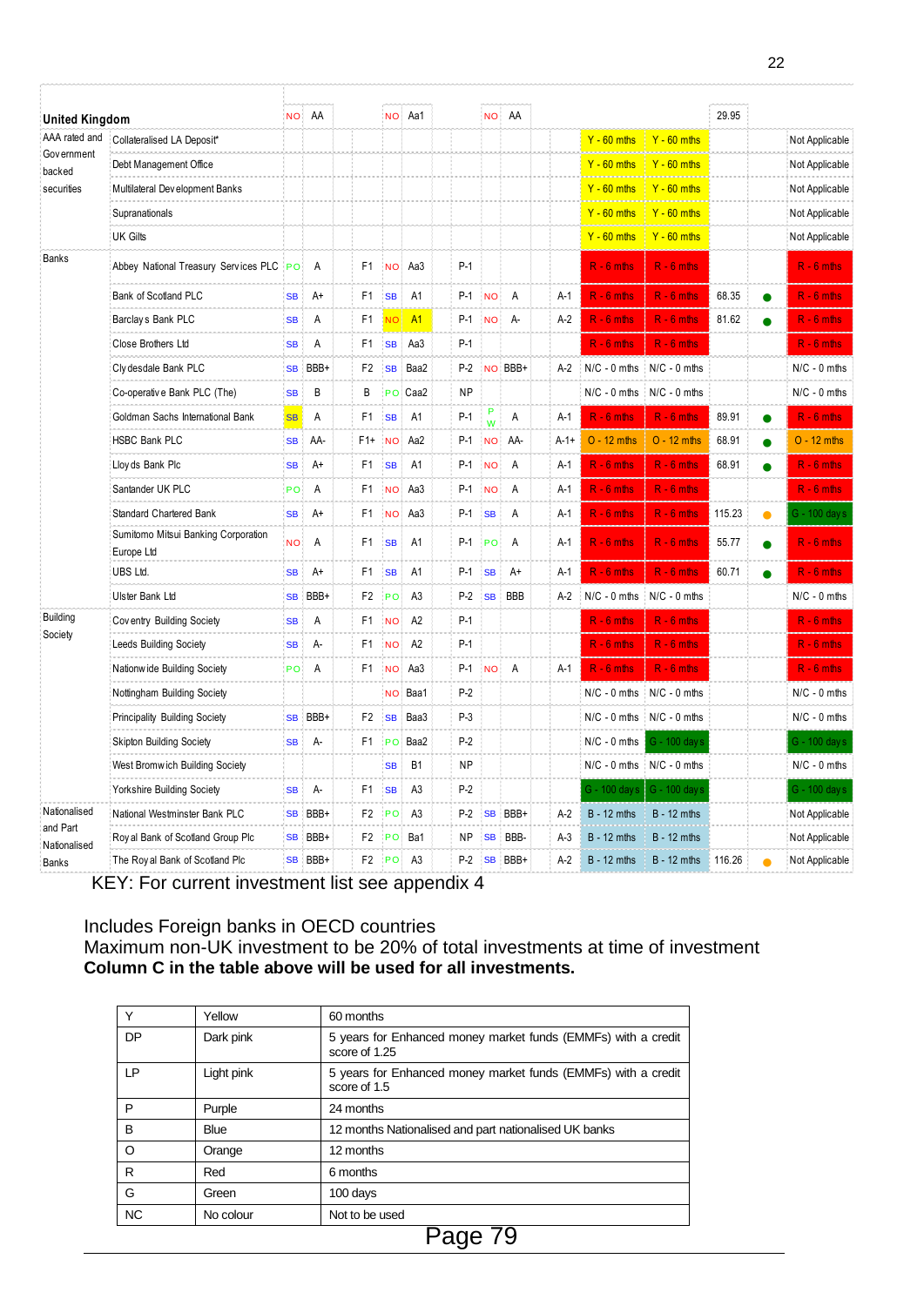| United Kingdom | | NO | AA | | NO | Aa1 | | NO | AA | | | | 29.95 | | |
|---|---|---|---|---|---|---|---|---|---|---|---|---|---|---|---|
| AAA rated and Government backed securities | Collateralised LA Deposit* | | | | | | | | | | Y - 60 mths | Y - 60 mths | | | Not Applicable |
| | Debt Management Office | | | | | | | | | | Y - 60 mths | Y - 60 mths | | | Not Applicable |
| | Multilateral Development Banks | | | | | | | | | | Y - 60 mths | Y - 60 mths | | | Not Applicable |
| | Supranationals | | | | | | | | | | Y - 60 mths | Y - 60 mths | | | Not Applicable |
| | UK Gilts | | | | | | | | | | Y - 60 mths | Y - 60 mths | | | Not Applicable |
| Banks | Abbey National Treasury Services PLC | PO | A | F1 | NO | Aa3 | P-1 | | | | R - 6 mths | R - 6 mths | | | R - 6 mths |
| | Bank of Scotland PLC | SB | A+ | F1 | SB | A1 | P-1 | NO | A | A-1 | R - 6 mths | R - 6 mths | 68.35 | ● | R - 6 mths |
| | Barclays Bank PLC | SB | A | F1 | NO | A1 | P-1 | NO | A- | A-2 | R - 6 mths | R - 6 mths | 81.62 | ● | R - 6 mths |
| | Close Brothers Ltd | SB | A | F1 | SB | Aa3 | P-1 | | | | R - 6 mths | R - 6 mths | | | R - 6 mths |
| | Clydesdale Bank PLC | SB | BBB+ | F2 | SB | Baa2 | P-2 | NO | BBB+ | A-2 | N/C - 0 mths | N/C - 0 mths | | | N/C - 0 mths |
| | Co-operative Bank PLC (The) | SB | B | B | PO | Caa2 | NP | | | | N/C - 0 mths | N/C - 0 mths | | | N/C - 0 mths |
| | Goldman Sachs International Bank | SB | A | F1 | SB | A1 | P-1 | PW | A | A-1 | R - 6 mths | R - 6 mths | 89.91 | ● | R - 6 mths |
| | HSBC Bank PLC | SB | AA- | F1+ | NO | Aa2 | P-1 | NO | AA- | A-1+ | O - 12 mths | O - 12 mths | 68.91 | ● | O - 12 mths |
| | Lloyds Bank Plc | SB | A+ | F1 | SB | A1 | P-1 | NO | A | A-1 | R - 6 mths | R - 6 mths | 68.91 | ● | R - 6 mths |
| | Santander UK PLC | PO | A | F1 | NO | Aa3 | P-1 | NO | A | A-1 | R - 6 mths | R - 6 mths | | | R - 6 mths |
| | Standard Chartered Bank | SB | A+ | F1 | NO | Aa3 | P-1 | SB | A | A-1 | R - 6 mths | R - 6 mths | 115.23 | ● | G - 100 days |
| | Sumitomo Mitsui Banking Corporation Europe Ltd | NO | A | F1 | SB | A1 | P-1 | PO | A | A-1 | R - 6 mths | R - 6 mths | 55.77 | ● | R - 6 mths |
| | UBS Ltd. | SB | A+ | F1 | SB | A1 | P-1 | SB | A+ | A-1 | R - 6 mths | R - 6 mths | 60.71 | ● | R - 6 mths |
| | Ulster Bank Ltd | SB | BBB+ | F2 | PO | A3 | P-2 | SB | BBB | A-2 | N/C - 0 mths | N/C - 0 mths | | | N/C - 0 mths |
| Building Society | Coventry Building Society | SB | A | F1 | NO | A2 | P-1 | | | | R - 6 mths | R - 6 mths | | | R - 6 mths |
| | Leeds Building Society | SB | A- | F1 | NO | A2 | P-1 | | | | R - 6 mths | R - 6 mths | | | R - 6 mths |
| | Nationwide Building Society | PO | A | F1 | NO | Aa3 | P-1 | NO | A | A-1 | R - 6 mths | R - 6 mths | | | R - 6 mths |
| | Nottingham Building Society | | | | NO | Baa1 | P-2 | | | | N/C - 0 mths | N/C - 0 mths | | | N/C - 0 mths |
| | Principality Building Society | SB | BBB+ | F2 | SB | Baa3 | P-3 | | | | N/C - 0 mths | N/C - 0 mths | | | N/C - 0 mths |
| | Skipton Building Society | SB | A- | F1 | PO | Baa2 | P-2 | | | | N/C - 0 mths | G - 100 days | | | G - 100 days |
| | West Bromwich Building Society | | | | SB | B1 | NP | | | | N/C - 0 mths | N/C - 0 mths | | | N/C - 0 mths |
| | Yorkshire Building Society | SB | A- | F1 | SB | A3 | P-2 | | | | G - 100 days | G - 100 days | | | G - 100 days |
| Nationalised and Part Nationalised Banks | National Westminster Bank PLC | SB | BBB+ | F2 | PO | A3 | P-2 | SB | BBB+ | A-2 | B - 12 mths | B - 12 mths | | | Not Applicable |
| | Royal Bank of Scotland Group Plc | SB | BBB+ | F2 | PO | Ba1 | NP | SB | BBB- | A-3 | B - 12 mths | B - 12 mths | | | Not Applicable |
| | The Royal Bank of Scotland Plc | SB | BBB+ | F2 | PO | A3 | P-2 | SB | BBB+ | A-2 | B - 12 mths | B - 12 mths | 116.26 | ● | Not Applicable |

KEY: For current investment list see appendix 4

Includes Foreign banks in OECD countries
Maximum non-UK investment to be 20% of total investments at time of investment
**Column C in the table above will be used for all investments.**

| Y | Yellow | 60 months |
|---|---|---|
| DP | Dark pink | 5 years for Enhanced money market funds (EMMFs) with a credit score of 1.25 |
| LP | Light pink | 5 years for Enhanced money market funds (EMMFs) with a credit score of 1.5 |
| P | Purple | 24 months |
| B | Blue | 12 months Nationalised and part nationalised UK banks |
| O | Orange | 12 months |
| R | Red | 6 months |
| G | Green | 100 days |
| NC | No colour | Not to be used |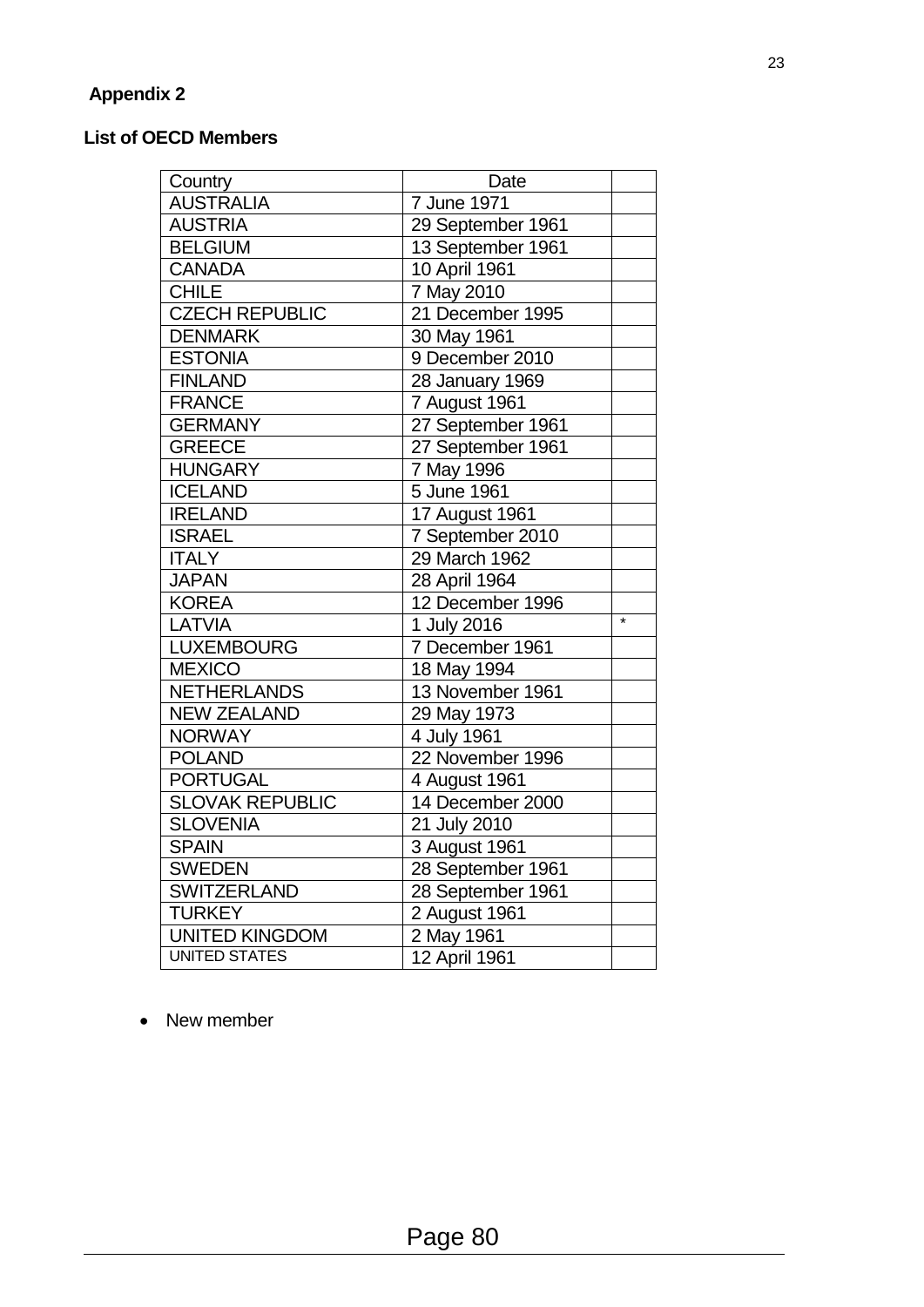## Appendix 2

### List of OECD Members

| Country | Date | |
|---|---|---|
| AUSTRALIA | 7 June 1971 | |
| AUSTRIA | 29 September 1961 | |
| BELGIUM | 13 September 1961 | |
| CANADA | 10 April 1961 | |
| CHILE | 7 May 2010 | |
| CZECH REPUBLIC | 21 December 1995 | |
| DENMARK | 30 May 1961 | |
| ESTONIA | 9 December 2010 | |
| FINLAND | 28 January 1969 | |
| FRANCE | 7 August 1961 | |
| GERMANY | 27 September 1961 | |
| GREECE | 27 September 1961 | |
| HUNGARY | 7 May 1996 | |
| ICELAND | 5 June 1961 | |
| IRELAND | 17 August 1961 | |
| ISRAEL | 7 September 2010 | |
| ITALY | 29 March 1962 | |
| JAPAN | 28 April 1964 | |
| KOREA | 12 December 1996 | |
| LATVIA | 1 July 2016 | * |
| LUXEMBOURG | 7 December 1961 | |
| MEXICO | 18 May 1994 | |
| NETHERLANDS | 13 November 1961 | |
| NEW ZEALAND | 29 May 1973 | |
| NORWAY | 4 July 1961 | |
| POLAND | 22 November 1996 | |
| PORTUGAL | 4 August 1961 | |
| SLOVAK REPUBLIC | 14 December 2000 | |
| SLOVENIA | 21 July 2010 | |
| SPAIN | 3 August 1961 | |
| SWEDEN | 28 September 1961 | |
| SWITZERLAND | 28 September 1961 | |
| TURKEY | 2 August 1961 | |
| UNITED KINGDOM | 2 May 1961 | |
| UNITED STATES | 12 April 1961 | |

- New member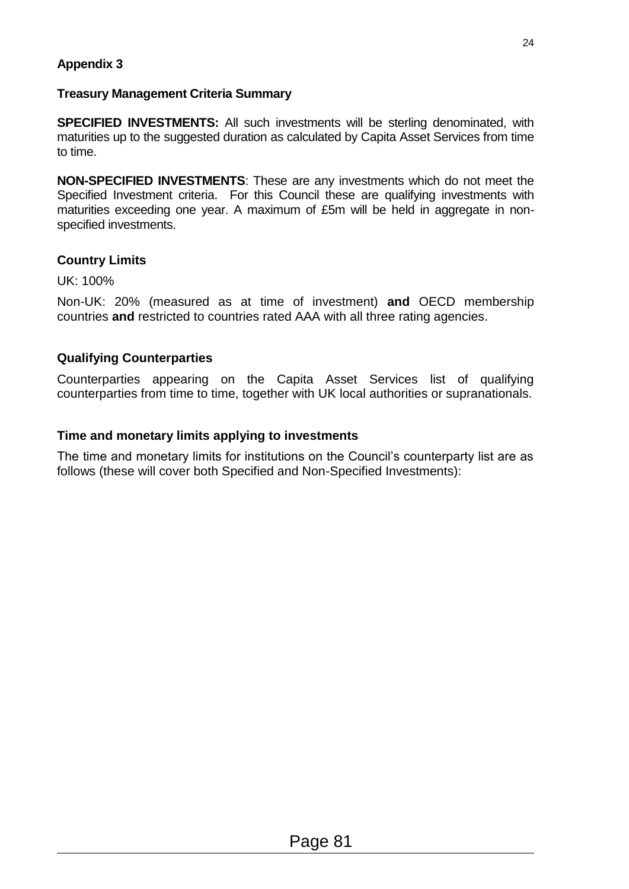## Appendix 3

### Treasury Management Criteria Summary

**SPECIFIED INVESTMENTS:** All such investments will be sterling denominated, with maturities up to the suggested duration as calculated by Capita Asset Services from time to time.

**NON-SPECIFIED INVESTMENTS**: These are any investments which do not meet the Specified Investment criteria. For this Council these are qualifying investments with maturities exceeding one year. A maximum of £5m will be held in aggregate in non-specified investments.

### Country Limits

UK: 100%

Non-UK: 20% (measured as at time of investment) **and** OECD membership countries **and** restricted to countries rated AAA with all three rating agencies.

### Qualifying Counterparties

Counterparties appearing on the Capita Asset Services list of qualifying counterparties from time to time, together with UK local authorities or supranationals.

### Time and monetary limits applying to investments

The time and monetary limits for institutions on the Council's counterparty list are as follows (these will cover both Specified and Non-Specified Investments):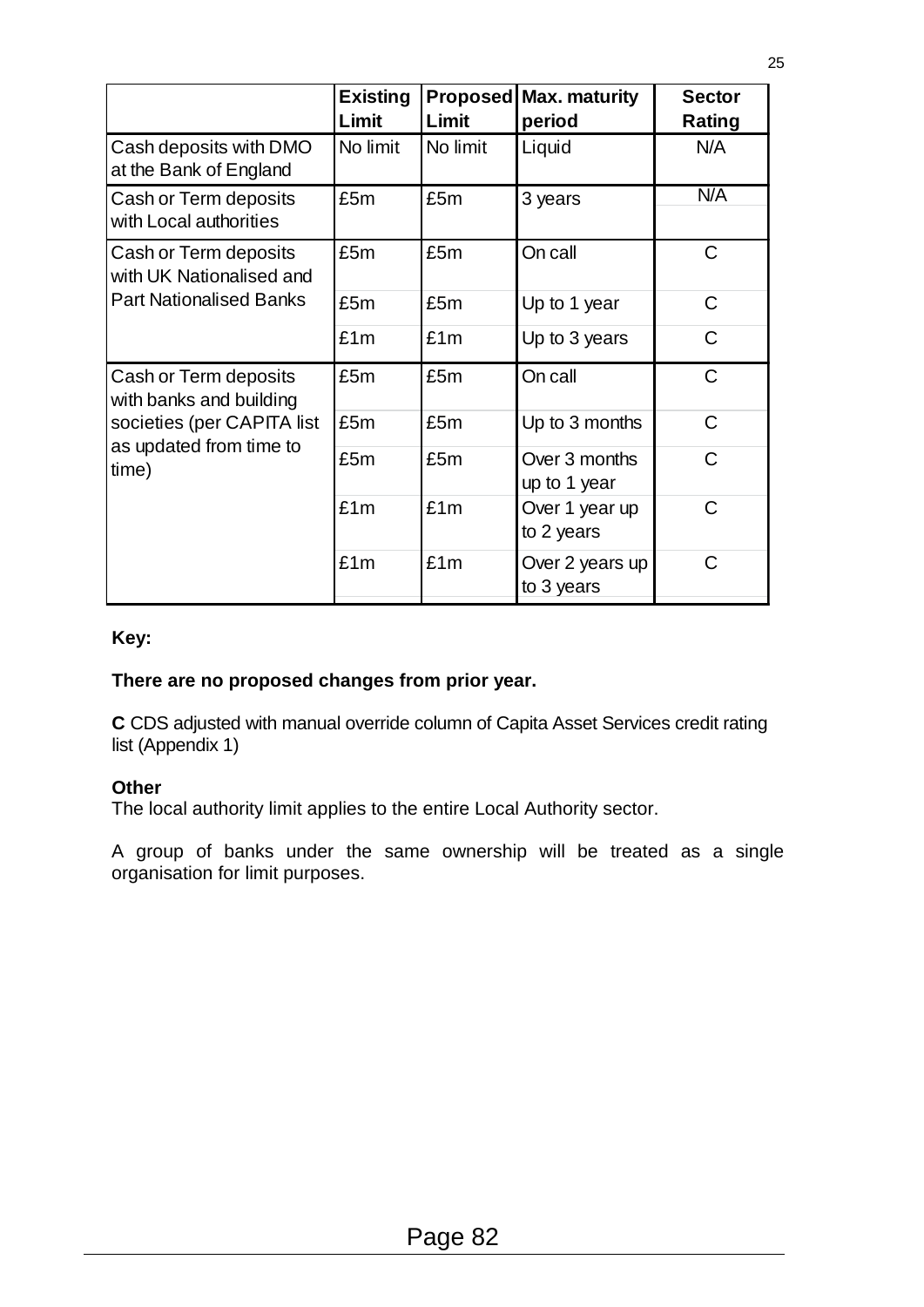| | Existing Limit | Proposed Limit | Max. maturity period | Sector Rating |
|---|---|---|---|---|
| Cash deposits with DMO at the Bank of England | No limit | No limit | Liquid | N/A |
| Cash or Term deposits with Local authorities | £5m | £5m | 3 years | N/A |
| Cash or Term deposits with UK Nationalised and Part Nationalised Banks | £5m | £5m | On call | C |
| | £5m | £5m | Up to 1 year | C |
| | £1m | £1m | Up to 3 years | C |
| Cash or Term deposits with banks and building societies (per CAPITA list as updated from time to time) | £5m | £5m | On call | C |
| | £5m | £5m | Up to 3 months | C |
| | £5m | £5m | Over 3 months up to 1 year | C |
| | £1m | £1m | Over 1 year up to 2 years | C |
| | £1m | £1m | Over 2 years up to 3 years | C |

**Key:**

**There are no proposed changes from prior year.**

**C** CDS adjusted with manual override column of Capita Asset Services credit rating list (Appendix 1)

**Other**
The local authority limit applies to the entire Local Authority sector.

A group of banks under the same ownership will be treated as a single organisation for limit purposes.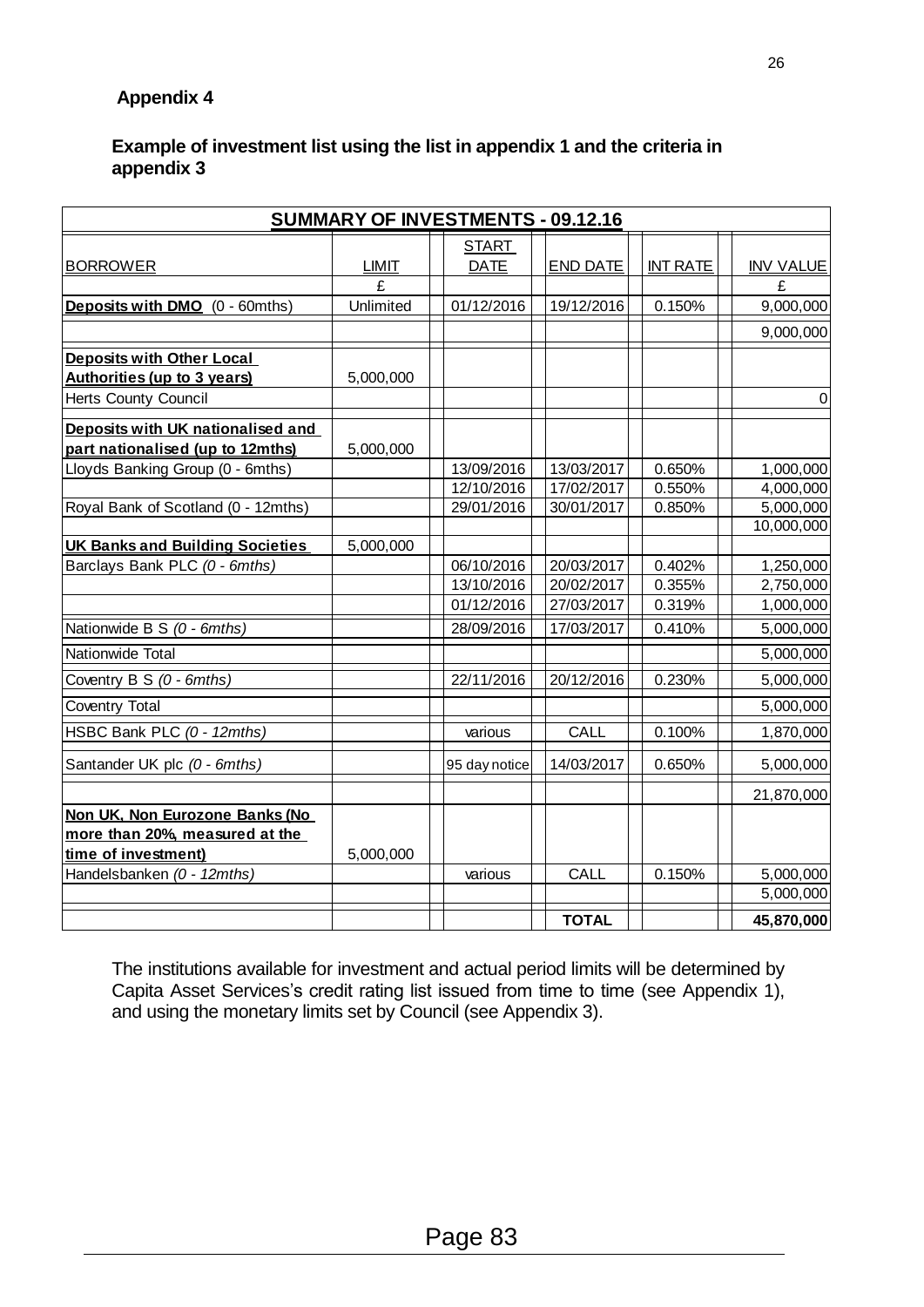**Appendix 4**

**Example of investment list using the list in appendix 1 and the criteria in appendix 3**

| SUMMARY OF INVESTMENTS - 09.12.16 | | | | | |
|---|---|---|---|---|---|
| BORROWER | LIMIT | START DATE | END DATE | INT RATE | INV VALUE |
| | £ | | | | £ |
| **Deposits with DMO** (0 - 60mths) | Unlimited | 01/12/2016 | 19/12/2016 | 0.150% | 9,000,000 |
| | | | | | 9,000,000 |
| **Deposits with Other Local Authorities (up to 3 years)** | 5,000,000 | | | | |
| Herts County Council | | | | | 0 |
| **Deposits with UK nationalised and part nationalised (up to 12mths)** | 5,000,000 | | | | |
| Lloyds Banking Group (0 - 6mths) | | 13/09/2016 | 13/03/2017 | 0.650% | 1,000,000 |
| | | 12/10/2016 | 17/02/2017 | 0.550% | 4,000,000 |
| Royal Bank of Scotland (0 - 12mths) | | 29/01/2016 | 30/01/2017 | 0.850% | 5,000,000 |
| | | | | | 10,000,000 |
| **UK Banks and Building Societies** | 5,000,000 | | | | |
| Barclays Bank PLC *(0 - 6mths)* | | 06/10/2016 | 20/03/2017 | 0.402% | 1,250,000 |
| | | 13/10/2016 | 20/02/2017 | 0.355% | 2,750,000 |
| | | 01/12/2016 | 27/03/2017 | 0.319% | 1,000,000 |
| Nationwide B S *(0 - 6mths)* | | 28/09/2016 | 17/03/2017 | 0.410% | 5,000,000 |
| Nationwide Total | | | | | 5,000,000 |
| Coventry B S *(0 - 6mths)* | | 22/11/2016 | 20/12/2016 | 0.230% | 5,000,000 |
| Coventry Total | | | | | 5,000,000 |
| HSBC Bank PLC *(0 - 12mths)* | | various | CALL | 0.100% | 1,870,000 |
| Santander UK plc *(0 - 6mths)* | | 95 day notice | 14/03/2017 | 0.650% | 5,000,000 |
| | | | | | 21,870,000 |
| **Non UK, Non Eurozone Banks (No more than 20%, measured at the time of investment)** | 5,000,000 | | | | |
| Handelsbanken *(0 - 12mths)* | | various | CALL | 0.150% | 5,000,000 |
| | | | | | 5,000,000 |
| | | | **TOTAL** | | **45,870,000** |

The institutions available for investment and actual period limits will be determined by Capita Asset Services's credit rating list issued from time to time (see Appendix 1), and using the monetary limits set by Council (see Appendix 3).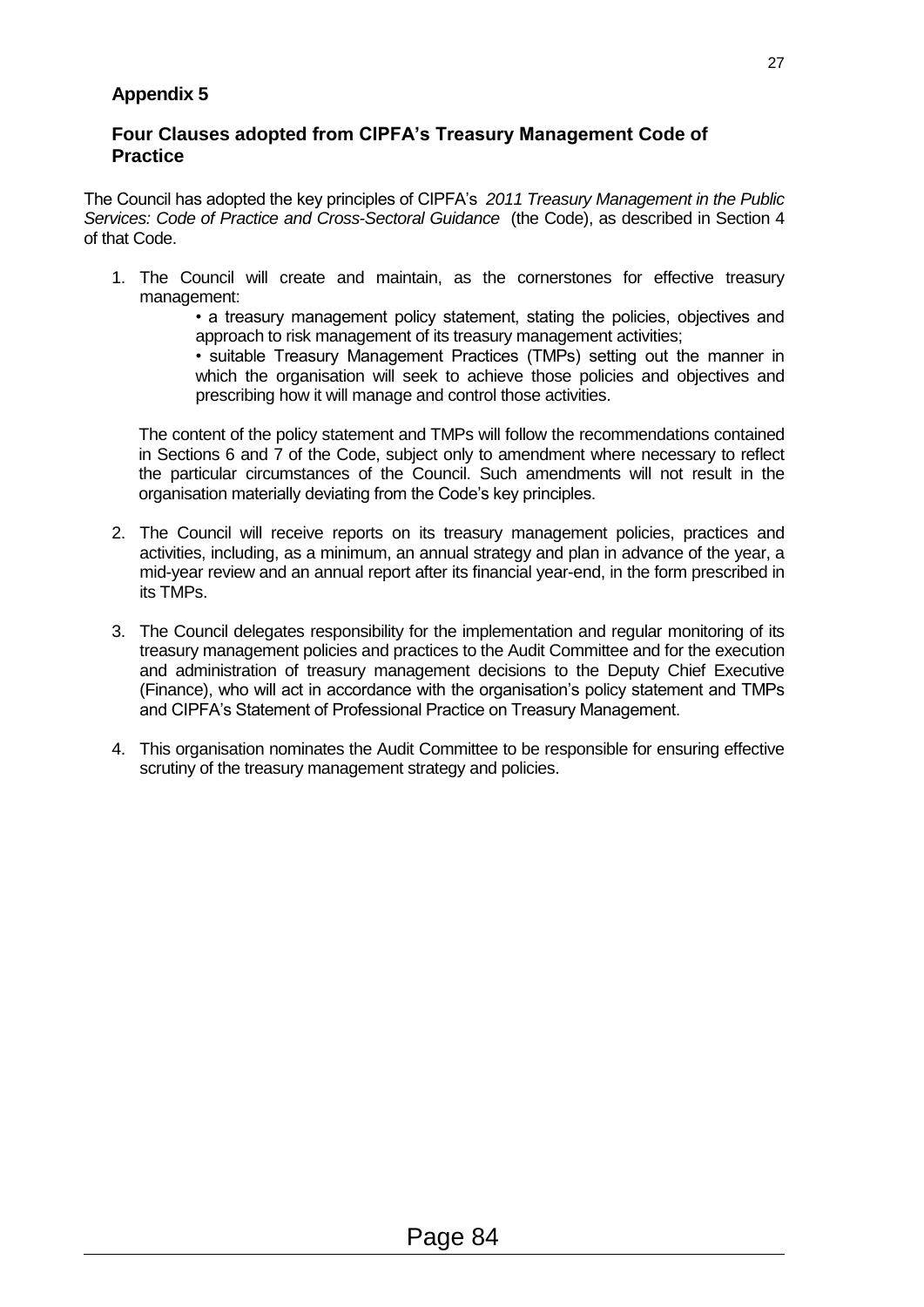## Appendix 5

### Four Clauses adopted from CIPFA's Treasury Management Code of Practice

The Council has adopted the key principles of CIPFA's *2011 Treasury Management in the Public Services: Code of Practice and Cross-Sectoral Guidance* (the Code), as described in Section 4 of that Code.

1. The Council will create and maintain, as the cornerstones for effective treasury management:

   • a treasury management policy statement, stating the policies, objectives and approach to risk management of its treasury management activities;

   • suitable Treasury Management Practices (TMPs) setting out the manner in which the organisation will seek to achieve those policies and objectives and prescribing how it will manage and control those activities.

   The content of the policy statement and TMPs will follow the recommendations contained in Sections 6 and 7 of the Code, subject only to amendment where necessary to reflect the particular circumstances of the Council. Such amendments will not result in the organisation materially deviating from the Code's key principles.

2. The Council will receive reports on its treasury management policies, practices and activities, including, as a minimum, an annual strategy and plan in advance of the year, a mid-year review and an annual report after its financial year-end, in the form prescribed in its TMPs.

3. The Council delegates responsibility for the implementation and regular monitoring of its treasury management policies and practices to the Audit Committee and for the execution and administration of treasury management decisions to the Deputy Chief Executive (Finance), who will act in accordance with the organisation's policy statement and TMPs and CIPFA's Statement of Professional Practice on Treasury Management.

4. This organisation nominates the Audit Committee to be responsible for ensuring effective scrutiny of the treasury management strategy and policies.